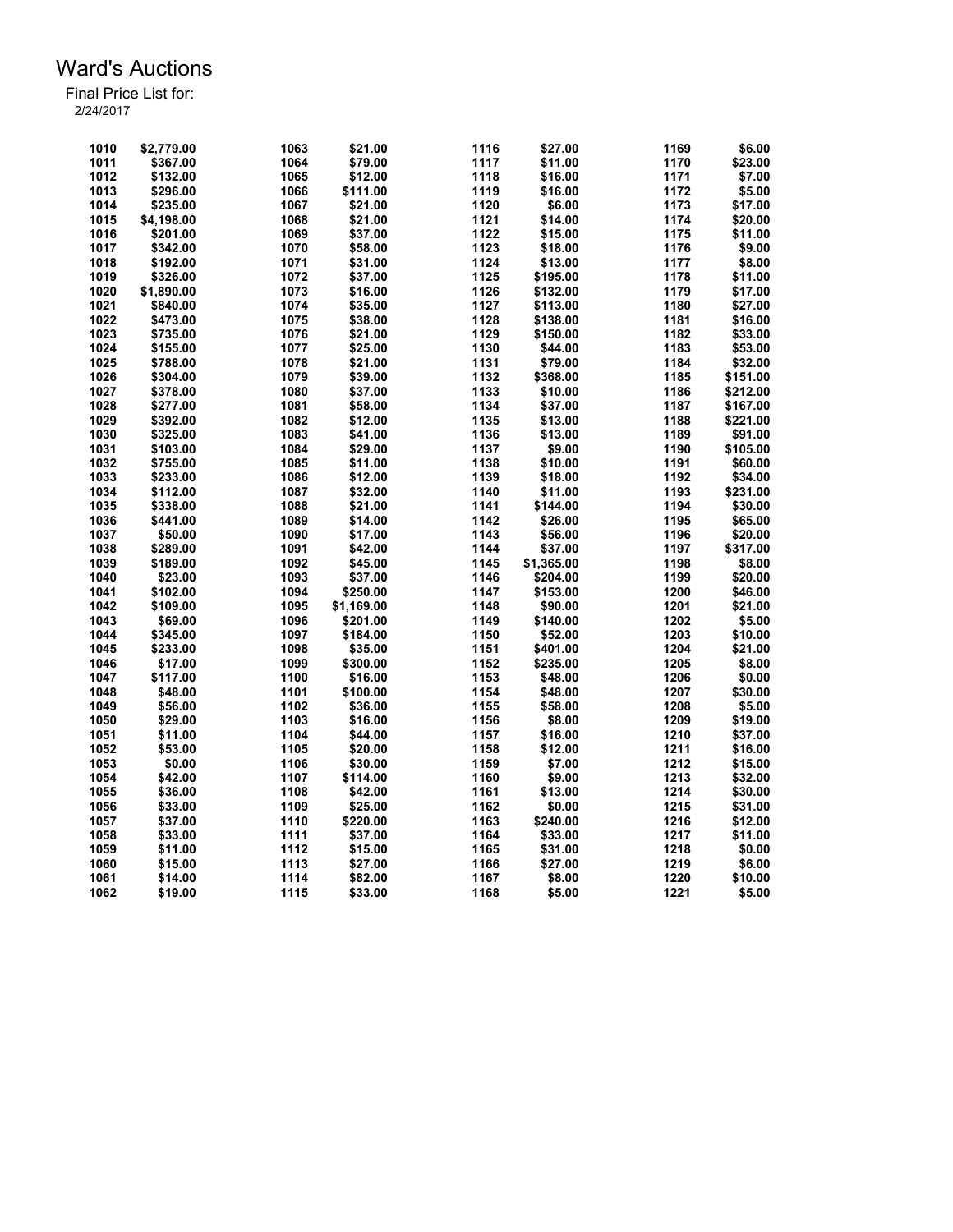# Ward's Auctions

Final Price List for:
2/24/2017

| Lot | Price | Lot | Price | Lot | Price | Lot | Price |
|---|---|---|---|---|---|---|---|
| 1010 | $2,779.00 | 1063 | $21.00 | 1116 | $27.00 | 1169 | $6.00 |
| 1011 | $367.00 | 1064 | $79.00 | 1117 | $11.00 | 1170 | $23.00 |
| 1012 | $132.00 | 1065 | $12.00 | 1118 | $16.00 | 1171 | $7.00 |
| 1013 | $296.00 | 1066 | $111.00 | 1119 | $16.00 | 1172 | $5.00 |
| 1014 | $235.00 | 1067 | $21.00 | 1120 | $6.00 | 1173 | $17.00 |
| 1015 | $4,198.00 | 1068 | $21.00 | 1121 | $14.00 | 1174 | $20.00 |
| 1016 | $201.00 | 1069 | $37.00 | 1122 | $15.00 | 1175 | $11.00 |
| 1017 | $342.00 | 1070 | $58.00 | 1123 | $18.00 | 1176 | $9.00 |
| 1018 | $192.00 | 1071 | $31.00 | 1124 | $13.00 | 1177 | $8.00 |
| 1019 | $326.00 | 1072 | $37.00 | 1125 | $195.00 | 1178 | $11.00 |
| 1020 | $1,890.00 | 1073 | $16.00 | 1126 | $132.00 | 1179 | $17.00 |
| 1021 | $840.00 | 1074 | $35.00 | 1127 | $113.00 | 1180 | $27.00 |
| 1022 | $473.00 | 1075 | $38.00 | 1128 | $138.00 | 1181 | $16.00 |
| 1023 | $735.00 | 1076 | $21.00 | 1129 | $150.00 | 1182 | $33.00 |
| 1024 | $155.00 | 1077 | $25.00 | 1130 | $44.00 | 1183 | $53.00 |
| 1025 | $788.00 | 1078 | $21.00 | 1131 | $79.00 | 1184 | $32.00 |
| 1026 | $304.00 | 1079 | $39.00 | 1132 | $368.00 | 1185 | $151.00 |
| 1027 | $378.00 | 1080 | $37.00 | 1133 | $10.00 | 1186 | $212.00 |
| 1028 | $277.00 | 1081 | $58.00 | 1134 | $37.00 | 1187 | $167.00 |
| 1029 | $392.00 | 1082 | $12.00 | 1135 | $13.00 | 1188 | $221.00 |
| 1030 | $325.00 | 1083 | $41.00 | 1136 | $13.00 | 1189 | $91.00 |
| 1031 | $103.00 | 1084 | $29.00 | 1137 | $9.00 | 1190 | $105.00 |
| 1032 | $755.00 | 1085 | $11.00 | 1138 | $10.00 | 1191 | $60.00 |
| 1033 | $233.00 | 1086 | $12.00 | 1139 | $18.00 | 1192 | $34.00 |
| 1034 | $112.00 | 1087 | $32.00 | 1140 | $11.00 | 1193 | $231.00 |
| 1035 | $338.00 | 1088 | $21.00 | 1141 | $144.00 | 1194 | $30.00 |
| 1036 | $441.00 | 1089 | $14.00 | 1142 | $26.00 | 1195 | $65.00 |
| 1037 | $50.00 | 1090 | $17.00 | 1143 | $56.00 | 1196 | $20.00 |
| 1038 | $289.00 | 1091 | $42.00 | 1144 | $37.00 | 1197 | $317.00 |
| 1039 | $189.00 | 1092 | $45.00 | 1145 | $1,365.00 | 1198 | $8.00 |
| 1040 | $23.00 | 1093 | $37.00 | 1146 | $204.00 | 1199 | $20.00 |
| 1041 | $102.00 | 1094 | $250.00 | 1147 | $153.00 | 1200 | $46.00 |
| 1042 | $109.00 | 1095 | $1,169.00 | 1148 | $90.00 | 1201 | $21.00 |
| 1043 | $69.00 | 1096 | $201.00 | 1149 | $140.00 | 1202 | $5.00 |
| 1044 | $345.00 | 1097 | $184.00 | 1150 | $52.00 | 1203 | $10.00 |
| 1045 | $233.00 | 1098 | $35.00 | 1151 | $401.00 | 1204 | $21.00 |
| 1046 | $17.00 | 1099 | $300.00 | 1152 | $235.00 | 1205 | $8.00 |
| 1047 | $117.00 | 1100 | $16.00 | 1153 | $48.00 | 1206 | $0.00 |
| 1048 | $48.00 | 1101 | $100.00 | 1154 | $48.00 | 1207 | $30.00 |
| 1049 | $56.00 | 1102 | $36.00 | 1155 | $58.00 | 1208 | $5.00 |
| 1050 | $29.00 | 1103 | $16.00 | 1156 | $8.00 | 1209 | $19.00 |
| 1051 | $11.00 | 1104 | $44.00 | 1157 | $16.00 | 1210 | $37.00 |
| 1052 | $53.00 | 1105 | $20.00 | 1158 | $12.00 | 1211 | $16.00 |
| 1053 | $0.00 | 1106 | $30.00 | 1159 | $7.00 | 1212 | $15.00 |
| 1054 | $42.00 | 1107 | $114.00 | 1160 | $9.00 | 1213 | $32.00 |
| 1055 | $36.00 | 1108 | $42.00 | 1161 | $13.00 | 1214 | $30.00 |
| 1056 | $33.00 | 1109 | $25.00 | 1162 | $0.00 | 1215 | $31.00 |
| 1057 | $37.00 | 1110 | $220.00 | 1163 | $240.00 | 1216 | $12.00 |
| 1058 | $33.00 | 1111 | $37.00 | 1164 | $33.00 | 1217 | $11.00 |
| 1059 | $11.00 | 1112 | $15.00 | 1165 | $31.00 | 1218 | $0.00 |
| 1060 | $15.00 | 1113 | $27.00 | 1166 | $27.00 | 1219 | $6.00 |
| 1061 | $14.00 | 1114 | $82.00 | 1167 | $8.00 | 1220 | $10.00 |
| 1062 | $19.00 | 1115 | $33.00 | 1168 | $5.00 | 1221 | $5.00 |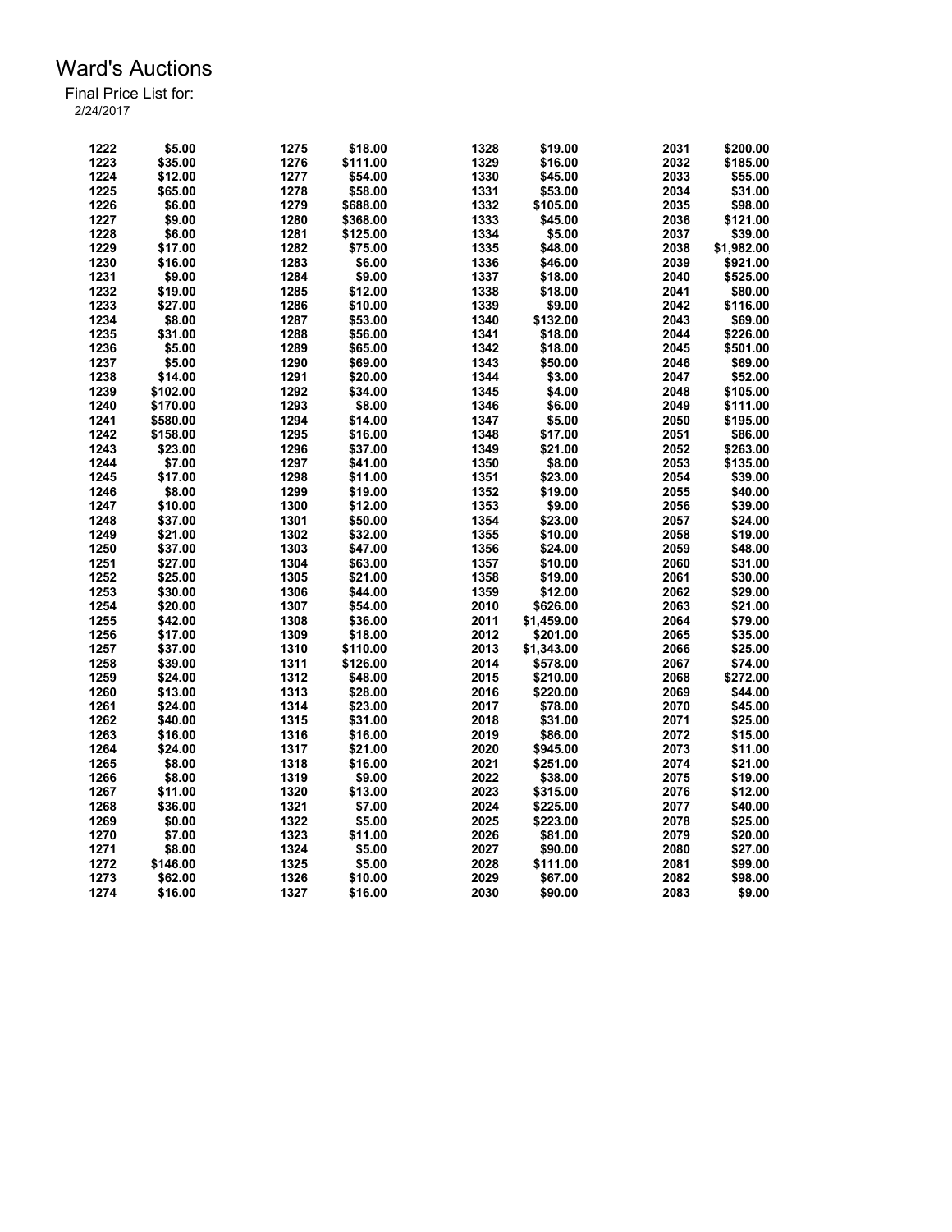# Ward's Auctions

Final Price List for:
2/24/2017

| Lot | Price | Lot | Price | Lot | Price | Lot | Price |
|---|---|---|---|---|---|---|---|
| 1222 | $5.00 | 1275 | $18.00 | 1328 | $19.00 | 2031 | $200.00 |
| 1223 | $35.00 | 1276 | $111.00 | 1329 | $16.00 | 2032 | $185.00 |
| 1224 | $12.00 | 1277 | $54.00 | 1330 | $45.00 | 2033 | $55.00 |
| 1225 | $65.00 | 1278 | $58.00 | 1331 | $53.00 | 2034 | $31.00 |
| 1226 | $6.00 | 1279 | $688.00 | 1332 | $105.00 | 2035 | $98.00 |
| 1227 | $9.00 | 1280 | $368.00 | 1333 | $45.00 | 2036 | $121.00 |
| 1228 | $6.00 | 1281 | $125.00 | 1334 | $5.00 | 2037 | $39.00 |
| 1229 | $17.00 | 1282 | $75.00 | 1335 | $48.00 | 2038 | $1,982.00 |
| 1230 | $16.00 | 1283 | $6.00 | 1336 | $46.00 | 2039 | $921.00 |
| 1231 | $9.00 | 1284 | $9.00 | 1337 | $18.00 | 2040 | $525.00 |
| 1232 | $19.00 | 1285 | $12.00 | 1338 | $18.00 | 2041 | $80.00 |
| 1233 | $27.00 | 1286 | $10.00 | 1339 | $9.00 | 2042 | $116.00 |
| 1234 | $8.00 | 1287 | $53.00 | 1340 | $132.00 | 2043 | $69.00 |
| 1235 | $31.00 | 1288 | $56.00 | 1341 | $18.00 | 2044 | $226.00 |
| 1236 | $5.00 | 1289 | $65.00 | 1342 | $18.00 | 2045 | $501.00 |
| 1237 | $5.00 | 1290 | $69.00 | 1343 | $50.00 | 2046 | $69.00 |
| 1238 | $14.00 | 1291 | $20.00 | 1344 | $3.00 | 2047 | $52.00 |
| 1239 | $102.00 | 1292 | $34.00 | 1345 | $4.00 | 2048 | $105.00 |
| 1240 | $170.00 | 1293 | $8.00 | 1346 | $6.00 | 2049 | $111.00 |
| 1241 | $580.00 | 1294 | $14.00 | 1347 | $5.00 | 2050 | $195.00 |
| 1242 | $158.00 | 1295 | $16.00 | 1348 | $17.00 | 2051 | $86.00 |
| 1243 | $23.00 | 1296 | $37.00 | 1349 | $21.00 | 2052 | $263.00 |
| 1244 | $7.00 | 1297 | $41.00 | 1350 | $8.00 | 2053 | $135.00 |
| 1245 | $17.00 | 1298 | $11.00 | 1351 | $23.00 | 2054 | $39.00 |
| 1246 | $8.00 | 1299 | $19.00 | 1352 | $19.00 | 2055 | $40.00 |
| 1247 | $10.00 | 1300 | $12.00 | 1353 | $9.00 | 2056 | $39.00 |
| 1248 | $37.00 | 1301 | $50.00 | 1354 | $23.00 | 2057 | $24.00 |
| 1249 | $21.00 | 1302 | $32.00 | 1355 | $10.00 | 2058 | $19.00 |
| 1250 | $37.00 | 1303 | $47.00 | 1356 | $24.00 | 2059 | $48.00 |
| 1251 | $27.00 | 1304 | $63.00 | 1357 | $10.00 | 2060 | $31.00 |
| 1252 | $25.00 | 1305 | $21.00 | 1358 | $19.00 | 2061 | $30.00 |
| 1253 | $30.00 | 1306 | $44.00 | 1359 | $12.00 | 2062 | $29.00 |
| 1254 | $20.00 | 1307 | $54.00 | 2010 | $626.00 | 2063 | $21.00 |
| 1255 | $42.00 | 1308 | $36.00 | 2011 | $1,459.00 | 2064 | $79.00 |
| 1256 | $17.00 | 1309 | $18.00 | 2012 | $201.00 | 2065 | $35.00 |
| 1257 | $37.00 | 1310 | $110.00 | 2013 | $1,343.00 | 2066 | $25.00 |
| 1258 | $39.00 | 1311 | $126.00 | 2014 | $578.00 | 2067 | $74.00 |
| 1259 | $24.00 | 1312 | $48.00 | 2015 | $210.00 | 2068 | $272.00 |
| 1260 | $13.00 | 1313 | $28.00 | 2016 | $220.00 | 2069 | $44.00 |
| 1261 | $24.00 | 1314 | $23.00 | 2017 | $78.00 | 2070 | $45.00 |
| 1262 | $40.00 | 1315 | $31.00 | 2018 | $31.00 | 2071 | $25.00 |
| 1263 | $16.00 | 1316 | $16.00 | 2019 | $86.00 | 2072 | $15.00 |
| 1264 | $24.00 | 1317 | $21.00 | 2020 | $945.00 | 2073 | $11.00 |
| 1265 | $8.00 | 1318 | $16.00 | 2021 | $251.00 | 2074 | $21.00 |
| 1266 | $8.00 | 1319 | $9.00 | 2022 | $38.00 | 2075 | $19.00 |
| 1267 | $11.00 | 1320 | $13.00 | 2023 | $315.00 | 2076 | $12.00 |
| 1268 | $36.00 | 1321 | $7.00 | 2024 | $225.00 | 2077 | $40.00 |
| 1269 | $0.00 | 1322 | $5.00 | 2025 | $223.00 | 2078 | $25.00 |
| 1270 | $7.00 | 1323 | $11.00 | 2026 | $81.00 | 2079 | $20.00 |
| 1271 | $8.00 | 1324 | $5.00 | 2027 | $90.00 | 2080 | $27.00 |
| 1272 | $146.00 | 1325 | $5.00 | 2028 | $111.00 | 2081 | $99.00 |
| 1273 | $62.00 | 1326 | $10.00 | 2029 | $67.00 | 2082 | $98.00 |
| 1274 | $16.00 | 1327 | $16.00 | 2030 | $90.00 | 2083 | $9.00 |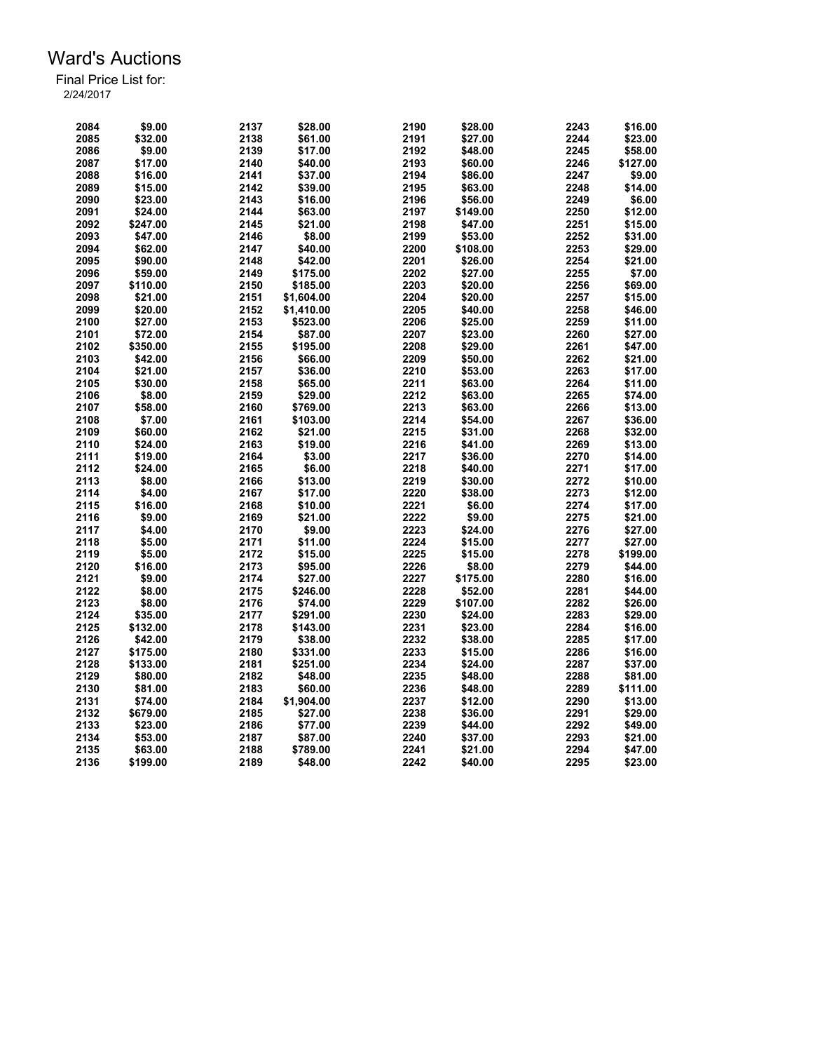# Ward's Auctions

Final Price List for:
2/24/2017

| Lot | Price | Lot | Price | Lot | Price | Lot | Price |
|---|---|---|---|---|---|---|---|
| 2084 | $9.00 | 2137 | $28.00 | 2190 | $28.00 | 2243 | $16.00 |
| 2085 | $32.00 | 2138 | $61.00 | 2191 | $27.00 | 2244 | $23.00 |
| 2086 | $9.00 | 2139 | $17.00 | 2192 | $48.00 | 2245 | $58.00 |
| 2087 | $17.00 | 2140 | $40.00 | 2193 | $60.00 | 2246 | $127.00 |
| 2088 | $16.00 | 2141 | $37.00 | 2194 | $86.00 | 2247 | $9.00 |
| 2089 | $15.00 | 2142 | $39.00 | 2195 | $63.00 | 2248 | $14.00 |
| 2090 | $23.00 | 2143 | $16.00 | 2196 | $56.00 | 2249 | $6.00 |
| 2091 | $24.00 | 2144 | $63.00 | 2197 | $149.00 | 2250 | $12.00 |
| 2092 | $247.00 | 2145 | $21.00 | 2198 | $47.00 | 2251 | $15.00 |
| 2093 | $47.00 | 2146 | $8.00 | 2199 | $53.00 | 2252 | $31.00 |
| 2094 | $62.00 | 2147 | $40.00 | 2200 | $108.00 | 2253 | $29.00 |
| 2095 | $90.00 | 2148 | $42.00 | 2201 | $26.00 | 2254 | $21.00 |
| 2096 | $59.00 | 2149 | $175.00 | 2202 | $27.00 | 2255 | $7.00 |
| 2097 | $110.00 | 2150 | $185.00 | 2203 | $20.00 | 2256 | $69.00 |
| 2098 | $21.00 | 2151 | $1,604.00 | 2204 | $20.00 | 2257 | $15.00 |
| 2099 | $20.00 | 2152 | $1,410.00 | 2205 | $40.00 | 2258 | $46.00 |
| 2100 | $27.00 | 2153 | $523.00 | 2206 | $25.00 | 2259 | $11.00 |
| 2101 | $72.00 | 2154 | $87.00 | 2207 | $23.00 | 2260 | $27.00 |
| 2102 | $350.00 | 2155 | $195.00 | 2208 | $29.00 | 2261 | $47.00 |
| 2103 | $42.00 | 2156 | $66.00 | 2209 | $50.00 | 2262 | $21.00 |
| 2104 | $21.00 | 2157 | $36.00 | 2210 | $53.00 | 2263 | $17.00 |
| 2105 | $30.00 | 2158 | $65.00 | 2211 | $63.00 | 2264 | $11.00 |
| 2106 | $8.00 | 2159 | $29.00 | 2212 | $63.00 | 2265 | $74.00 |
| 2107 | $58.00 | 2160 | $769.00 | 2213 | $63.00 | 2266 | $13.00 |
| 2108 | $7.00 | 2161 | $103.00 | 2214 | $54.00 | 2267 | $36.00 |
| 2109 | $60.00 | 2162 | $21.00 | 2215 | $31.00 | 2268 | $32.00 |
| 2110 | $24.00 | 2163 | $19.00 | 2216 | $41.00 | 2269 | $13.00 |
| 2111 | $19.00 | 2164 | $3.00 | 2217 | $36.00 | 2270 | $14.00 |
| 2112 | $24.00 | 2165 | $6.00 | 2218 | $40.00 | 2271 | $17.00 |
| 2113 | $8.00 | 2166 | $13.00 | 2219 | $30.00 | 2272 | $10.00 |
| 2114 | $4.00 | 2167 | $17.00 | 2220 | $38.00 | 2273 | $12.00 |
| 2115 | $16.00 | 2168 | $10.00 | 2221 | $6.00 | 2274 | $17.00 |
| 2116 | $9.00 | 2169 | $21.00 | 2222 | $9.00 | 2275 | $21.00 |
| 2117 | $4.00 | 2170 | $9.00 | 2223 | $24.00 | 2276 | $27.00 |
| 2118 | $5.00 | 2171 | $11.00 | 2224 | $15.00 | 2277 | $27.00 |
| 2119 | $5.00 | 2172 | $15.00 | 2225 | $15.00 | 2278 | $199.00 |
| 2120 | $16.00 | 2173 | $95.00 | 2226 | $8.00 | 2279 | $44.00 |
| 2121 | $9.00 | 2174 | $27.00 | 2227 | $175.00 | 2280 | $16.00 |
| 2122 | $8.00 | 2175 | $246.00 | 2228 | $52.00 | 2281 | $44.00 |
| 2123 | $8.00 | 2176 | $74.00 | 2229 | $107.00 | 2282 | $26.00 |
| 2124 | $35.00 | 2177 | $291.00 | 2230 | $24.00 | 2283 | $29.00 |
| 2125 | $132.00 | 2178 | $143.00 | 2231 | $23.00 | 2284 | $16.00 |
| 2126 | $42.00 | 2179 | $38.00 | 2232 | $38.00 | 2285 | $17.00 |
| 2127 | $175.00 | 2180 | $331.00 | 2233 | $15.00 | 2286 | $16.00 |
| 2128 | $133.00 | 2181 | $251.00 | 2234 | $24.00 | 2287 | $37.00 |
| 2129 | $80.00 | 2182 | $48.00 | 2235 | $48.00 | 2288 | $81.00 |
| 2130 | $81.00 | 2183 | $60.00 | 2236 | $48.00 | 2289 | $111.00 |
| 2131 | $74.00 | 2184 | $1,904.00 | 2237 | $12.00 | 2290 | $13.00 |
| 2132 | $679.00 | 2185 | $27.00 | 2238 | $36.00 | 2291 | $29.00 |
| 2133 | $23.00 | 2186 | $77.00 | 2239 | $44.00 | 2292 | $49.00 |
| 2134 | $53.00 | 2187 | $87.00 | 2240 | $37.00 | 2293 | $21.00 |
| 2135 | $63.00 | 2188 | $789.00 | 2241 | $21.00 | 2294 | $47.00 |
| 2136 | $199.00 | 2189 | $48.00 | 2242 | $40.00 | 2295 | $23.00 |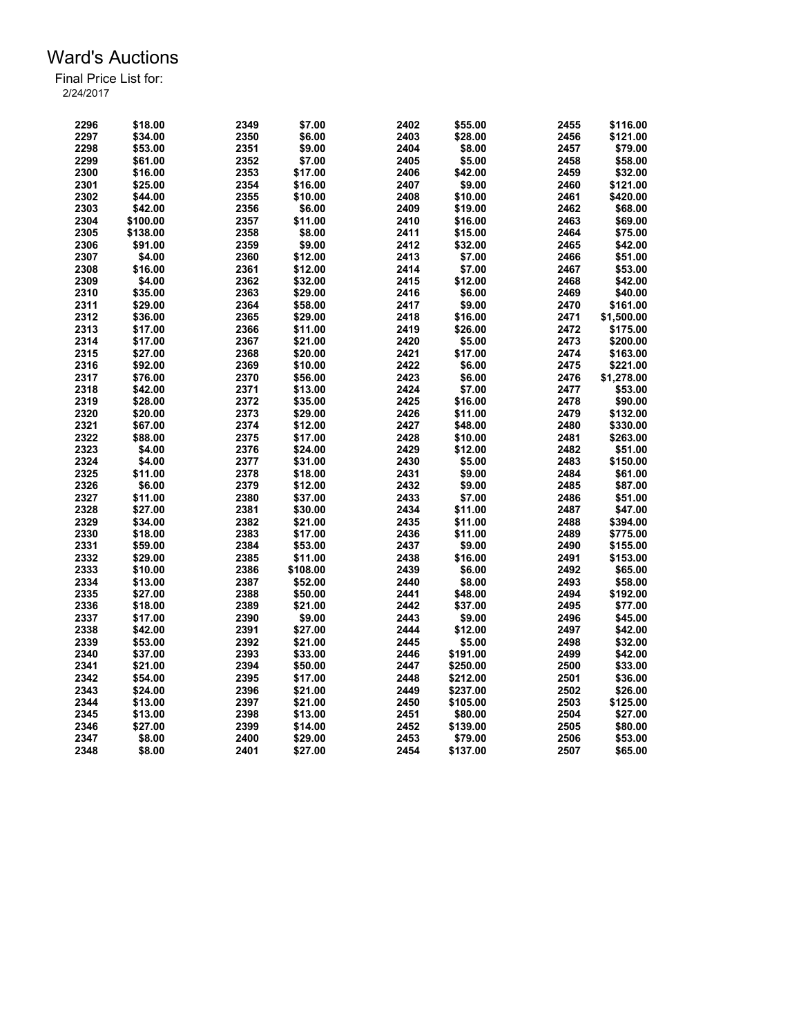# Ward's Auctions

Final Price List for:
2/24/2017

| Lot | Price | Lot | Price | Lot | Price | Lot | Price |
|---|---|---|---|---|---|---|---|
| 2296 | $18.00 | 2349 | $7.00 | 2402 | $55.00 | 2455 | $116.00 |
| 2297 | $34.00 | 2350 | $6.00 | 2403 | $28.00 | 2456 | $121.00 |
| 2298 | $53.00 | 2351 | $9.00 | 2404 | $8.00 | 2457 | $79.00 |
| 2299 | $61.00 | 2352 | $7.00 | 2405 | $5.00 | 2458 | $58.00 |
| 2300 | $16.00 | 2353 | $17.00 | 2406 | $42.00 | 2459 | $32.00 |
| 2301 | $25.00 | 2354 | $16.00 | 2407 | $9.00 | 2460 | $121.00 |
| 2302 | $44.00 | 2355 | $10.00 | 2408 | $10.00 | 2461 | $420.00 |
| 2303 | $42.00 | 2356 | $6.00 | 2409 | $19.00 | 2462 | $68.00 |
| 2304 | $100.00 | 2357 | $11.00 | 2410 | $16.00 | 2463 | $69.00 |
| 2305 | $138.00 | 2358 | $8.00 | 2411 | $15.00 | 2464 | $75.00 |
| 2306 | $91.00 | 2359 | $9.00 | 2412 | $32.00 | 2465 | $42.00 |
| 2307 | $4.00 | 2360 | $12.00 | 2413 | $7.00 | 2466 | $51.00 |
| 2308 | $16.00 | 2361 | $12.00 | 2414 | $7.00 | 2467 | $53.00 |
| 2309 | $4.00 | 2362 | $32.00 | 2415 | $12.00 | 2468 | $42.00 |
| 2310 | $35.00 | 2363 | $29.00 | 2416 | $6.00 | 2469 | $40.00 |
| 2311 | $29.00 | 2364 | $58.00 | 2417 | $9.00 | 2470 | $161.00 |
| 2312 | $36.00 | 2365 | $29.00 | 2418 | $16.00 | 2471 | $1,500.00 |
| 2313 | $17.00 | 2366 | $11.00 | 2419 | $26.00 | 2472 | $175.00 |
| 2314 | $17.00 | 2367 | $21.00 | 2420 | $5.00 | 2473 | $200.00 |
| 2315 | $27.00 | 2368 | $20.00 | 2421 | $17.00 | 2474 | $163.00 |
| 2316 | $92.00 | 2369 | $10.00 | 2422 | $6.00 | 2475 | $221.00 |
| 2317 | $76.00 | 2370 | $56.00 | 2423 | $6.00 | 2476 | $1,278.00 |
| 2318 | $42.00 | 2371 | $13.00 | 2424 | $7.00 | 2477 | $53.00 |
| 2319 | $28.00 | 2372 | $35.00 | 2425 | $16.00 | 2478 | $90.00 |
| 2320 | $20.00 | 2373 | $29.00 | 2426 | $11.00 | 2479 | $132.00 |
| 2321 | $67.00 | 2374 | $12.00 | 2427 | $48.00 | 2480 | $330.00 |
| 2322 | $88.00 | 2375 | $17.00 | 2428 | $10.00 | 2481 | $263.00 |
| 2323 | $4.00 | 2376 | $24.00 | 2429 | $12.00 | 2482 | $51.00 |
| 2324 | $4.00 | 2377 | $31.00 | 2430 | $5.00 | 2483 | $150.00 |
| 2325 | $11.00 | 2378 | $18.00 | 2431 | $9.00 | 2484 | $61.00 |
| 2326 | $6.00 | 2379 | $12.00 | 2432 | $9.00 | 2485 | $87.00 |
| 2327 | $11.00 | 2380 | $37.00 | 2433 | $7.00 | 2486 | $51.00 |
| 2328 | $27.00 | 2381 | $30.00 | 2434 | $11.00 | 2487 | $47.00 |
| 2329 | $34.00 | 2382 | $21.00 | 2435 | $11.00 | 2488 | $394.00 |
| 2330 | $18.00 | 2383 | $17.00 | 2436 | $11.00 | 2489 | $775.00 |
| 2331 | $59.00 | 2384 | $53.00 | 2437 | $9.00 | 2490 | $155.00 |
| 2332 | $29.00 | 2385 | $11.00 | 2438 | $16.00 | 2491 | $153.00 |
| 2333 | $10.00 | 2386 | $108.00 | 2439 | $6.00 | 2492 | $65.00 |
| 2334 | $13.00 | 2387 | $52.00 | 2440 | $8.00 | 2493 | $58.00 |
| 2335 | $27.00 | 2388 | $50.00 | 2441 | $48.00 | 2494 | $192.00 |
| 2336 | $18.00 | 2389 | $21.00 | 2442 | $37.00 | 2495 | $77.00 |
| 2337 | $17.00 | 2390 | $9.00 | 2443 | $9.00 | 2496 | $45.00 |
| 2338 | $42.00 | 2391 | $27.00 | 2444 | $12.00 | 2497 | $42.00 |
| 2339 | $53.00 | 2392 | $21.00 | 2445 | $5.00 | 2498 | $32.00 |
| 2340 | $37.00 | 2393 | $33.00 | 2446 | $191.00 | 2499 | $42.00 |
| 2341 | $21.00 | 2394 | $50.00 | 2447 | $250.00 | 2500 | $33.00 |
| 2342 | $54.00 | 2395 | $17.00 | 2448 | $212.00 | 2501 | $36.00 |
| 2343 | $24.00 | 2396 | $21.00 | 2449 | $237.00 | 2502 | $26.00 |
| 2344 | $13.00 | 2397 | $21.00 | 2450 | $105.00 | 2503 | $125.00 |
| 2345 | $13.00 | 2398 | $13.00 | 2451 | $80.00 | 2504 | $27.00 |
| 2346 | $27.00 | 2399 | $14.00 | 2452 | $139.00 | 2505 | $80.00 |
| 2347 | $8.00 | 2400 | $29.00 | 2453 | $79.00 | 2506 | $53.00 |
| 2348 | $8.00 | 2401 | $27.00 | 2454 | $137.00 | 2507 | $65.00 |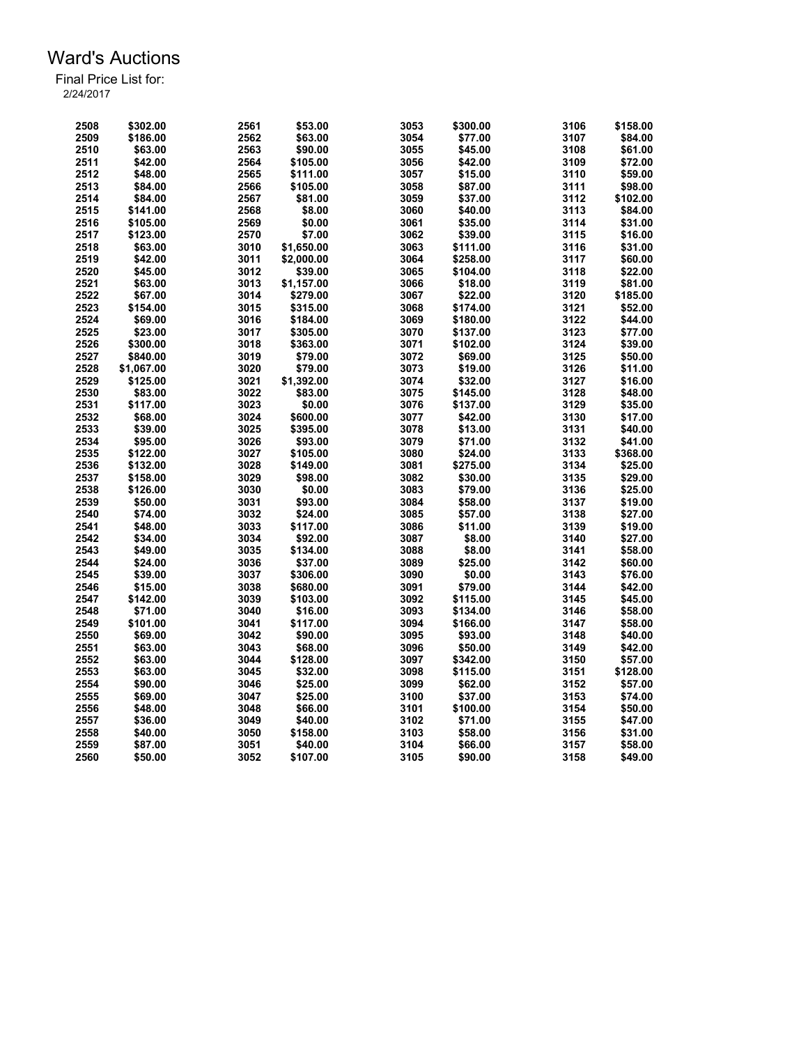# Ward's Auctions

Final Price List for:
2/24/2017

| Lot | Price | Lot | Price | Lot | Price | Lot | Price |
|---|---|---|---|---|---|---|---|
| 2508 | $302.00 | 2561 | $53.00 | 3053 | $300.00 | 3106 | $158.00 |
| 2509 | $186.00 | 2562 | $63.00 | 3054 | $77.00 | 3107 | $84.00 |
| 2510 | $63.00 | 2563 | $90.00 | 3055 | $45.00 | 3108 | $61.00 |
| 2511 | $42.00 | 2564 | $105.00 | 3056 | $42.00 | 3109 | $72.00 |
| 2512 | $48.00 | 2565 | $111.00 | 3057 | $15.00 | 3110 | $59.00 |
| 2513 | $84.00 | 2566 | $105.00 | 3058 | $87.00 | 3111 | $98.00 |
| 2514 | $84.00 | 2567 | $81.00 | 3059 | $37.00 | 3112 | $102.00 |
| 2515 | $141.00 | 2568 | $8.00 | 3060 | $40.00 | 3113 | $84.00 |
| 2516 | $105.00 | 2569 | $0.00 | 3061 | $35.00 | 3114 | $31.00 |
| 2517 | $123.00 | 2570 | $7.00 | 3062 | $39.00 | 3115 | $16.00 |
| 2518 | $63.00 | 3010 | $1,650.00 | 3063 | $111.00 | 3116 | $31.00 |
| 2519 | $42.00 | 3011 | $2,000.00 | 3064 | $258.00 | 3117 | $60.00 |
| 2520 | $45.00 | 3012 | $39.00 | 3065 | $104.00 | 3118 | $22.00 |
| 2521 | $63.00 | 3013 | $1,157.00 | 3066 | $18.00 | 3119 | $81.00 |
| 2522 | $67.00 | 3014 | $279.00 | 3067 | $22.00 | 3120 | $185.00 |
| 2523 | $154.00 | 3015 | $315.00 | 3068 | $174.00 | 3121 | $52.00 |
| 2524 | $69.00 | 3016 | $184.00 | 3069 | $180.00 | 3122 | $44.00 |
| 2525 | $23.00 | 3017 | $305.00 | 3070 | $137.00 | 3123 | $77.00 |
| 2526 | $300.00 | 3018 | $363.00 | 3071 | $102.00 | 3124 | $39.00 |
| 2527 | $840.00 | 3019 | $79.00 | 3072 | $69.00 | 3125 | $50.00 |
| 2528 | $1,067.00 | 3020 | $79.00 | 3073 | $19.00 | 3126 | $11.00 |
| 2529 | $125.00 | 3021 | $1,392.00 | 3074 | $32.00 | 3127 | $16.00 |
| 2530 | $83.00 | 3022 | $83.00 | 3075 | $145.00 | 3128 | $48.00 |
| 2531 | $117.00 | 3023 | $0.00 | 3076 | $137.00 | 3129 | $35.00 |
| 2532 | $68.00 | 3024 | $600.00 | 3077 | $42.00 | 3130 | $17.00 |
| 2533 | $39.00 | 3025 | $395.00 | 3078 | $13.00 | 3131 | $40.00 |
| 2534 | $95.00 | 3026 | $93.00 | 3079 | $71.00 | 3132 | $41.00 |
| 2535 | $122.00 | 3027 | $105.00 | 3080 | $24.00 | 3133 | $368.00 |
| 2536 | $132.00 | 3028 | $149.00 | 3081 | $275.00 | 3134 | $25.00 |
| 2537 | $158.00 | 3029 | $98.00 | 3082 | $30.00 | 3135 | $29.00 |
| 2538 | $126.00 | 3030 | $0.00 | 3083 | $79.00 | 3136 | $25.00 |
| 2539 | $50.00 | 3031 | $93.00 | 3084 | $58.00 | 3137 | $19.00 |
| 2540 | $74.00 | 3032 | $24.00 | 3085 | $57.00 | 3138 | $27.00 |
| 2541 | $48.00 | 3033 | $117.00 | 3086 | $11.00 | 3139 | $19.00 |
| 2542 | $34.00 | 3034 | $92.00 | 3087 | $8.00 | 3140 | $27.00 |
| 2543 | $49.00 | 3035 | $134.00 | 3088 | $8.00 | 3141 | $58.00 |
| 2544 | $24.00 | 3036 | $37.00 | 3089 | $25.00 | 3142 | $60.00 |
| 2545 | $39.00 | 3037 | $306.00 | 3090 | $0.00 | 3143 | $76.00 |
| 2546 | $15.00 | 3038 | $680.00 | 3091 | $79.00 | 3144 | $42.00 |
| 2547 | $142.00 | 3039 | $103.00 | 3092 | $115.00 | 3145 | $45.00 |
| 2548 | $71.00 | 3040 | $16.00 | 3093 | $134.00 | 3146 | $58.00 |
| 2549 | $101.00 | 3041 | $117.00 | 3094 | $166.00 | 3147 | $58.00 |
| 2550 | $69.00 | 3042 | $90.00 | 3095 | $93.00 | 3148 | $40.00 |
| 2551 | $63.00 | 3043 | $68.00 | 3096 | $50.00 | 3149 | $42.00 |
| 2552 | $63.00 | 3044 | $128.00 | 3097 | $342.00 | 3150 | $57.00 |
| 2553 | $63.00 | 3045 | $32.00 | 3098 | $115.00 | 3151 | $128.00 |
| 2554 | $90.00 | 3046 | $25.00 | 3099 | $62.00 | 3152 | $57.00 |
| 2555 | $69.00 | 3047 | $25.00 | 3100 | $37.00 | 3153 | $74.00 |
| 2556 | $48.00 | 3048 | $66.00 | 3101 | $100.00 | 3154 | $50.00 |
| 2557 | $36.00 | 3049 | $40.00 | 3102 | $71.00 | 3155 | $47.00 |
| 2558 | $40.00 | 3050 | $158.00 | 3103 | $58.00 | 3156 | $31.00 |
| 2559 | $87.00 | 3051 | $40.00 | 3104 | $66.00 | 3157 | $58.00 |
| 2560 | $50.00 | 3052 | $107.00 | 3105 | $90.00 | 3158 | $49.00 |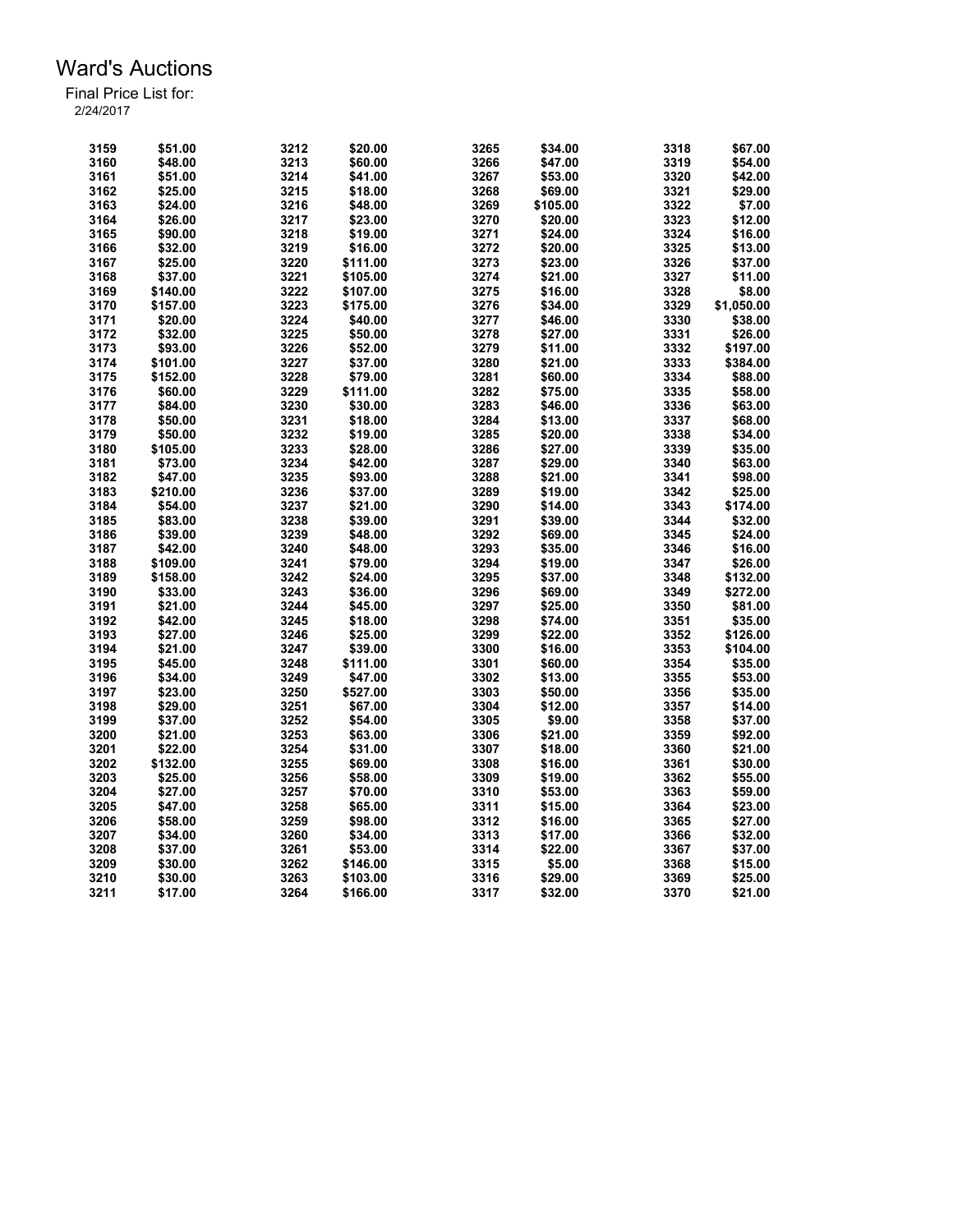# Ward's Auctions

Final Price List for:
2/24/2017

| Lot | Price | Lot | Price | Lot | Price | Lot | Price |
|---|---|---|---|---|---|---|---|
| 3159 | $51.00 | 3212 | $20.00 | 3265 | $34.00 | 3318 | $67.00 |
| 3160 | $48.00 | 3213 | $60.00 | 3266 | $47.00 | 3319 | $54.00 |
| 3161 | $51.00 | 3214 | $41.00 | 3267 | $53.00 | 3320 | $42.00 |
| 3162 | $25.00 | 3215 | $18.00 | 3268 | $69.00 | 3321 | $29.00 |
| 3163 | $24.00 | 3216 | $48.00 | 3269 | $105.00 | 3322 | $7.00 |
| 3164 | $26.00 | 3217 | $23.00 | 3270 | $20.00 | 3323 | $12.00 |
| 3165 | $90.00 | 3218 | $19.00 | 3271 | $24.00 | 3324 | $16.00 |
| 3166 | $32.00 | 3219 | $16.00 | 3272 | $20.00 | 3325 | $13.00 |
| 3167 | $25.00 | 3220 | $111.00 | 3273 | $23.00 | 3326 | $37.00 |
| 3168 | $37.00 | 3221 | $105.00 | 3274 | $21.00 | 3327 | $11.00 |
| 3169 | $140.00 | 3222 | $107.00 | 3275 | $16.00 | 3328 | $8.00 |
| 3170 | $157.00 | 3223 | $175.00 | 3276 | $34.00 | 3329 | $1,050.00 |
| 3171 | $20.00 | 3224 | $40.00 | 3277 | $46.00 | 3330 | $38.00 |
| 3172 | $32.00 | 3225 | $50.00 | 3278 | $27.00 | 3331 | $26.00 |
| 3173 | $93.00 | 3226 | $52.00 | 3279 | $11.00 | 3332 | $197.00 |
| 3174 | $101.00 | 3227 | $37.00 | 3280 | $21.00 | 3333 | $384.00 |
| 3175 | $152.00 | 3228 | $79.00 | 3281 | $60.00 | 3334 | $88.00 |
| 3176 | $60.00 | 3229 | $111.00 | 3282 | $75.00 | 3335 | $58.00 |
| 3177 | $84.00 | 3230 | $30.00 | 3283 | $46.00 | 3336 | $63.00 |
| 3178 | $50.00 | 3231 | $18.00 | 3284 | $13.00 | 3337 | $68.00 |
| 3179 | $50.00 | 3232 | $19.00 | 3285 | $20.00 | 3338 | $34.00 |
| 3180 | $105.00 | 3233 | $28.00 | 3286 | $27.00 | 3339 | $35.00 |
| 3181 | $73.00 | 3234 | $42.00 | 3287 | $29.00 | 3340 | $63.00 |
| 3182 | $47.00 | 3235 | $93.00 | 3288 | $21.00 | 3341 | $98.00 |
| 3183 | $210.00 | 3236 | $37.00 | 3289 | $19.00 | 3342 | $25.00 |
| 3184 | $54.00 | 3237 | $21.00 | 3290 | $14.00 | 3343 | $174.00 |
| 3185 | $83.00 | 3238 | $39.00 | 3291 | $39.00 | 3344 | $32.00 |
| 3186 | $39.00 | 3239 | $48.00 | 3292 | $69.00 | 3345 | $24.00 |
| 3187 | $42.00 | 3240 | $48.00 | 3293 | $35.00 | 3346 | $16.00 |
| 3188 | $109.00 | 3241 | $79.00 | 3294 | $19.00 | 3347 | $26.00 |
| 3189 | $158.00 | 3242 | $24.00 | 3295 | $37.00 | 3348 | $132.00 |
| 3190 | $33.00 | 3243 | $36.00 | 3296 | $69.00 | 3349 | $272.00 |
| 3191 | $21.00 | 3244 | $45.00 | 3297 | $25.00 | 3350 | $81.00 |
| 3192 | $42.00 | 3245 | $18.00 | 3298 | $74.00 | 3351 | $35.00 |
| 3193 | $27.00 | 3246 | $25.00 | 3299 | $22.00 | 3352 | $126.00 |
| 3194 | $21.00 | 3247 | $39.00 | 3300 | $16.00 | 3353 | $104.00 |
| 3195 | $45.00 | 3248 | $111.00 | 3301 | $60.00 | 3354 | $35.00 |
| 3196 | $34.00 | 3249 | $47.00 | 3302 | $13.00 | 3355 | $53.00 |
| 3197 | $23.00 | 3250 | $527.00 | 3303 | $50.00 | 3356 | $35.00 |
| 3198 | $29.00 | 3251 | $67.00 | 3304 | $12.00 | 3357 | $14.00 |
| 3199 | $37.00 | 3252 | $54.00 | 3305 | $9.00 | 3358 | $37.00 |
| 3200 | $21.00 | 3253 | $63.00 | 3306 | $21.00 | 3359 | $92.00 |
| 3201 | $22.00 | 3254 | $31.00 | 3307 | $18.00 | 3360 | $21.00 |
| 3202 | $132.00 | 3255 | $69.00 | 3308 | $16.00 | 3361 | $30.00 |
| 3203 | $25.00 | 3256 | $58.00 | 3309 | $19.00 | 3362 | $55.00 |
| 3204 | $27.00 | 3257 | $70.00 | 3310 | $53.00 | 3363 | $59.00 |
| 3205 | $47.00 | 3258 | $65.00 | 3311 | $15.00 | 3364 | $23.00 |
| 3206 | $58.00 | 3259 | $98.00 | 3312 | $16.00 | 3365 | $27.00 |
| 3207 | $34.00 | 3260 | $34.00 | 3313 | $17.00 | 3366 | $32.00 |
| 3208 | $37.00 | 3261 | $53.00 | 3314 | $22.00 | 3367 | $37.00 |
| 3209 | $30.00 | 3262 | $146.00 | 3315 | $5.00 | 3368 | $15.00 |
| 3210 | $30.00 | 3263 | $103.00 | 3316 | $29.00 | 3369 | $25.00 |
| 3211 | $17.00 | 3264 | $166.00 | 3317 | $32.00 | 3370 | $21.00 |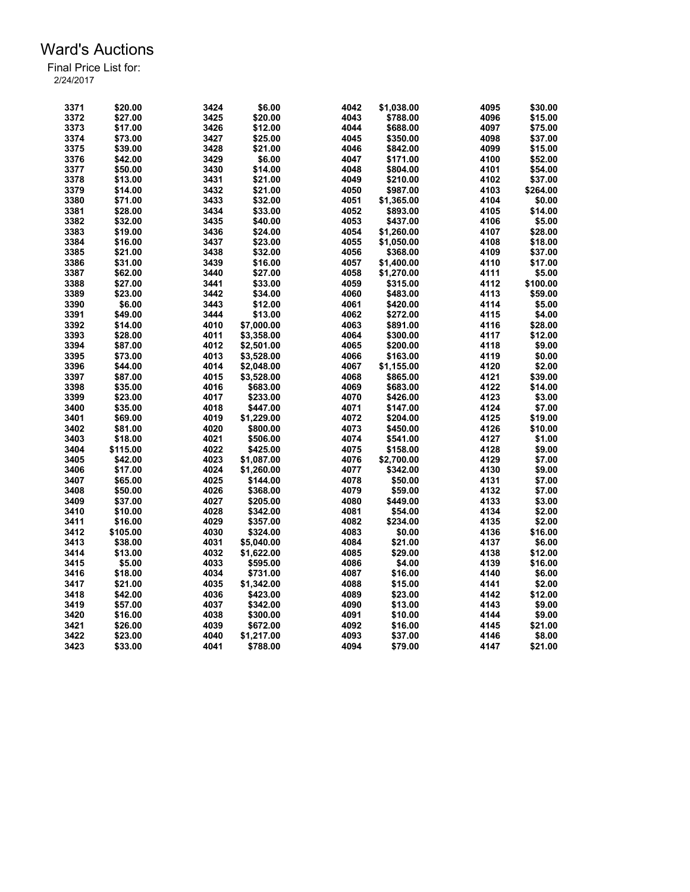# Ward's Auctions

Final Price List for:
2/24/2017

| Lot | Price | Lot | Price | Lot | Price | Lot | Price |
|---|---|---|---|---|---|---|---|
| 3371 | $20.00 | 3424 | $6.00 | 4042 | $1,038.00 | 4095 | $30.00 |
| 3372 | $27.00 | 3425 | $20.00 | 4043 | $788.00 | 4096 | $15.00 |
| 3373 | $17.00 | 3426 | $12.00 | 4044 | $688.00 | 4097 | $75.00 |
| 3374 | $73.00 | 3427 | $25.00 | 4045 | $350.00 | 4098 | $37.00 |
| 3375 | $39.00 | 3428 | $21.00 | 4046 | $842.00 | 4099 | $15.00 |
| 3376 | $42.00 | 3429 | $6.00 | 4047 | $171.00 | 4100 | $52.00 |
| 3377 | $50.00 | 3430 | $14.00 | 4048 | $804.00 | 4101 | $54.00 |
| 3378 | $13.00 | 3431 | $21.00 | 4049 | $210.00 | 4102 | $37.00 |
| 3379 | $14.00 | 3432 | $21.00 | 4050 | $987.00 | 4103 | $264.00 |
| 3380 | $71.00 | 3433 | $32.00 | 4051 | $1,365.00 | 4104 | $0.00 |
| 3381 | $28.00 | 3434 | $33.00 | 4052 | $893.00 | 4105 | $14.00 |
| 3382 | $32.00 | 3435 | $40.00 | 4053 | $437.00 | 4106 | $5.00 |
| 3383 | $19.00 | 3436 | $24.00 | 4054 | $1,260.00 | 4107 | $28.00 |
| 3384 | $16.00 | 3437 | $23.00 | 4055 | $1,050.00 | 4108 | $18.00 |
| 3385 | $21.00 | 3438 | $32.00 | 4056 | $368.00 | 4109 | $37.00 |
| 3386 | $31.00 | 3439 | $16.00 | 4057 | $1,400.00 | 4110 | $17.00 |
| 3387 | $62.00 | 3440 | $27.00 | 4058 | $1,270.00 | 4111 | $5.00 |
| 3388 | $27.00 | 3441 | $33.00 | 4059 | $315.00 | 4112 | $100.00 |
| 3389 | $23.00 | 3442 | $34.00 | 4060 | $483.00 | 4113 | $59.00 |
| 3390 | $6.00 | 3443 | $12.00 | 4061 | $420.00 | 4114 | $5.00 |
| 3391 | $49.00 | 3444 | $13.00 | 4062 | $272.00 | 4115 | $4.00 |
| 3392 | $14.00 | 4010 | $7,000.00 | 4063 | $891.00 | 4116 | $28.00 |
| 3393 | $28.00 | 4011 | $3,358.00 | 4064 | $300.00 | 4117 | $12.00 |
| 3394 | $87.00 | 4012 | $2,501.00 | 4065 | $200.00 | 4118 | $9.00 |
| 3395 | $73.00 | 4013 | $3,528.00 | 4066 | $163.00 | 4119 | $0.00 |
| 3396 | $44.00 | 4014 | $2,048.00 | 4067 | $1,155.00 | 4120 | $2.00 |
| 3397 | $87.00 | 4015 | $3,528.00 | 4068 | $865.00 | 4121 | $39.00 |
| 3398 | $35.00 | 4016 | $683.00 | 4069 | $683.00 | 4122 | $14.00 |
| 3399 | $23.00 | 4017 | $233.00 | 4070 | $426.00 | 4123 | $3.00 |
| 3400 | $35.00 | 4018 | $447.00 | 4071 | $147.00 | 4124 | $7.00 |
| 3401 | $69.00 | 4019 | $1,229.00 | 4072 | $204.00 | 4125 | $19.00 |
| 3402 | $81.00 | 4020 | $800.00 | 4073 | $450.00 | 4126 | $10.00 |
| 3403 | $18.00 | 4021 | $506.00 | 4074 | $541.00 | 4127 | $1.00 |
| 3404 | $115.00 | 4022 | $425.00 | 4075 | $158.00 | 4128 | $9.00 |
| 3405 | $42.00 | 4023 | $1,087.00 | 4076 | $2,700.00 | 4129 | $7.00 |
| 3406 | $17.00 | 4024 | $1,260.00 | 4077 | $342.00 | 4130 | $9.00 |
| 3407 | $65.00 | 4025 | $144.00 | 4078 | $50.00 | 4131 | $7.00 |
| 3408 | $50.00 | 4026 | $368.00 | 4079 | $59.00 | 4132 | $7.00 |
| 3409 | $37.00 | 4027 | $205.00 | 4080 | $449.00 | 4133 | $3.00 |
| 3410 | $10.00 | 4028 | $342.00 | 4081 | $54.00 | 4134 | $2.00 |
| 3411 | $16.00 | 4029 | $357.00 | 4082 | $234.00 | 4135 | $2.00 |
| 3412 | $105.00 | 4030 | $324.00 | 4083 | $0.00 | 4136 | $16.00 |
| 3413 | $38.00 | 4031 | $5,040.00 | 4084 | $21.00 | 4137 | $6.00 |
| 3414 | $13.00 | 4032 | $1,622.00 | 4085 | $29.00 | 4138 | $12.00 |
| 3415 | $5.00 | 4033 | $595.00 | 4086 | $4.00 | 4139 | $16.00 |
| 3416 | $18.00 | 4034 | $731.00 | 4087 | $16.00 | 4140 | $6.00 |
| 3417 | $21.00 | 4035 | $1,342.00 | 4088 | $15.00 | 4141 | $2.00 |
| 3418 | $42.00 | 4036 | $423.00 | 4089 | $23.00 | 4142 | $12.00 |
| 3419 | $57.00 | 4037 | $342.00 | 4090 | $13.00 | 4143 | $9.00 |
| 3420 | $16.00 | 4038 | $300.00 | 4091 | $10.00 | 4144 | $9.00 |
| 3421 | $26.00 | 4039 | $672.00 | 4092 | $16.00 | 4145 | $21.00 |
| 3422 | $23.00 | 4040 | $1,217.00 | 4093 | $37.00 | 4146 | $8.00 |
| 3423 | $33.00 | 4041 | $788.00 | 4094 | $79.00 | 4147 | $21.00 |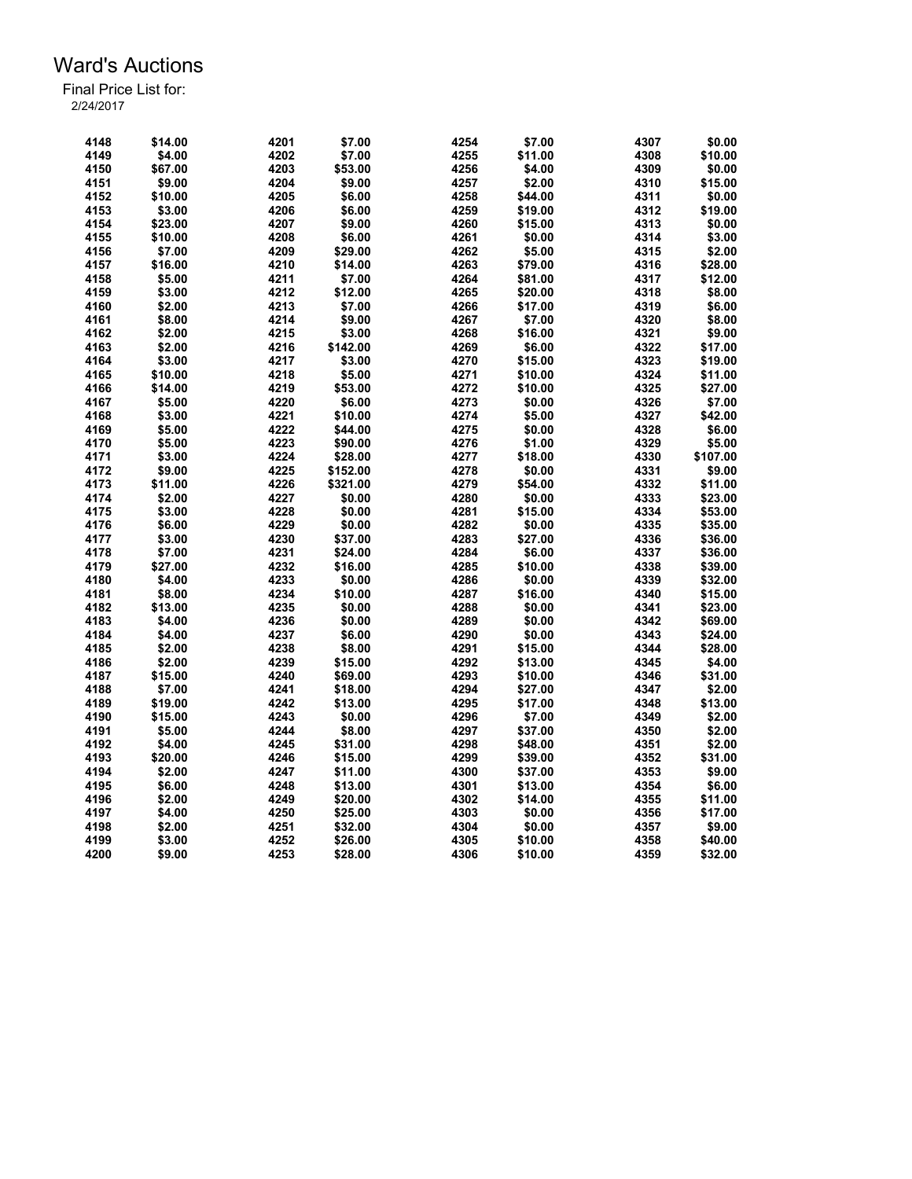# Ward's Auctions

Final Price List for:
2/24/2017

| Lot | Price | Lot | Price | Lot | Price | Lot | Price |
|---|---|---|---|---|---|---|---|
| 4148 | $14.00 | 4201 | $7.00 | 4254 | $7.00 | 4307 | $0.00 |
| 4149 | $4.00 | 4202 | $7.00 | 4255 | $11.00 | 4308 | $10.00 |
| 4150 | $67.00 | 4203 | $53.00 | 4256 | $4.00 | 4309 | $0.00 |
| 4151 | $9.00 | 4204 | $9.00 | 4257 | $2.00 | 4310 | $15.00 |
| 4152 | $10.00 | 4205 | $6.00 | 4258 | $44.00 | 4311 | $0.00 |
| 4153 | $3.00 | 4206 | $6.00 | 4259 | $19.00 | 4312 | $19.00 |
| 4154 | $23.00 | 4207 | $9.00 | 4260 | $15.00 | 4313 | $0.00 |
| 4155 | $10.00 | 4208 | $6.00 | 4261 | $0.00 | 4314 | $3.00 |
| 4156 | $7.00 | 4209 | $29.00 | 4262 | $5.00 | 4315 | $2.00 |
| 4157 | $16.00 | 4210 | $14.00 | 4263 | $79.00 | 4316 | $28.00 |
| 4158 | $5.00 | 4211 | $7.00 | 4264 | $81.00 | 4317 | $12.00 |
| 4159 | $3.00 | 4212 | $12.00 | 4265 | $20.00 | 4318 | $8.00 |
| 4160 | $2.00 | 4213 | $7.00 | 4266 | $17.00 | 4319 | $6.00 |
| 4161 | $8.00 | 4214 | $9.00 | 4267 | $7.00 | 4320 | $8.00 |
| 4162 | $2.00 | 4215 | $3.00 | 4268 | $16.00 | 4321 | $9.00 |
| 4163 | $2.00 | 4216 | $142.00 | 4269 | $6.00 | 4322 | $17.00 |
| 4164 | $3.00 | 4217 | $3.00 | 4270 | $15.00 | 4323 | $19.00 |
| 4165 | $10.00 | 4218 | $5.00 | 4271 | $10.00 | 4324 | $11.00 |
| 4166 | $14.00 | 4219 | $53.00 | 4272 | $10.00 | 4325 | $27.00 |
| 4167 | $5.00 | 4220 | $6.00 | 4273 | $0.00 | 4326 | $7.00 |
| 4168 | $3.00 | 4221 | $10.00 | 4274 | $5.00 | 4327 | $42.00 |
| 4169 | $5.00 | 4222 | $44.00 | 4275 | $0.00 | 4328 | $6.00 |
| 4170 | $5.00 | 4223 | $90.00 | 4276 | $1.00 | 4329 | $5.00 |
| 4171 | $3.00 | 4224 | $28.00 | 4277 | $18.00 | 4330 | $107.00 |
| 4172 | $9.00 | 4225 | $152.00 | 4278 | $0.00 | 4331 | $9.00 |
| 4173 | $11.00 | 4226 | $321.00 | 4279 | $54.00 | 4332 | $11.00 |
| 4174 | $2.00 | 4227 | $0.00 | 4280 | $0.00 | 4333 | $23.00 |
| 4175 | $3.00 | 4228 | $0.00 | 4281 | $15.00 | 4334 | $53.00 |
| 4176 | $6.00 | 4229 | $0.00 | 4282 | $0.00 | 4335 | $35.00 |
| 4177 | $3.00 | 4230 | $37.00 | 4283 | $27.00 | 4336 | $36.00 |
| 4178 | $7.00 | 4231 | $24.00 | 4284 | $6.00 | 4337 | $36.00 |
| 4179 | $27.00 | 4232 | $16.00 | 4285 | $10.00 | 4338 | $39.00 |
| 4180 | $4.00 | 4233 | $0.00 | 4286 | $0.00 | 4339 | $32.00 |
| 4181 | $8.00 | 4234 | $10.00 | 4287 | $16.00 | 4340 | $15.00 |
| 4182 | $13.00 | 4235 | $0.00 | 4288 | $0.00 | 4341 | $23.00 |
| 4183 | $4.00 | 4236 | $0.00 | 4289 | $0.00 | 4342 | $69.00 |
| 4184 | $4.00 | 4237 | $6.00 | 4290 | $0.00 | 4343 | $24.00 |
| 4185 | $2.00 | 4238 | $8.00 | 4291 | $15.00 | 4344 | $28.00 |
| 4186 | $2.00 | 4239 | $15.00 | 4292 | $13.00 | 4345 | $4.00 |
| 4187 | $15.00 | 4240 | $69.00 | 4293 | $10.00 | 4346 | $31.00 |
| 4188 | $7.00 | 4241 | $18.00 | 4294 | $27.00 | 4347 | $2.00 |
| 4189 | $19.00 | 4242 | $13.00 | 4295 | $17.00 | 4348 | $13.00 |
| 4190 | $15.00 | 4243 | $0.00 | 4296 | $7.00 | 4349 | $2.00 |
| 4191 | $5.00 | 4244 | $8.00 | 4297 | $37.00 | 4350 | $2.00 |
| 4192 | $4.00 | 4245 | $31.00 | 4298 | $48.00 | 4351 | $2.00 |
| 4193 | $20.00 | 4246 | $15.00 | 4299 | $39.00 | 4352 | $31.00 |
| 4194 | $2.00 | 4247 | $11.00 | 4300 | $37.00 | 4353 | $9.00 |
| 4195 | $6.00 | 4248 | $13.00 | 4301 | $13.00 | 4354 | $6.00 |
| 4196 | $2.00 | 4249 | $20.00 | 4302 | $14.00 | 4355 | $11.00 |
| 4197 | $4.00 | 4250 | $25.00 | 4303 | $0.00 | 4356 | $17.00 |
| 4198 | $2.00 | 4251 | $32.00 | 4304 | $0.00 | 4357 | $9.00 |
| 4199 | $3.00 | 4252 | $26.00 | 4305 | $10.00 | 4358 | $40.00 |
| 4200 | $9.00 | 4253 | $28.00 | 4306 | $10.00 | 4359 | $32.00 |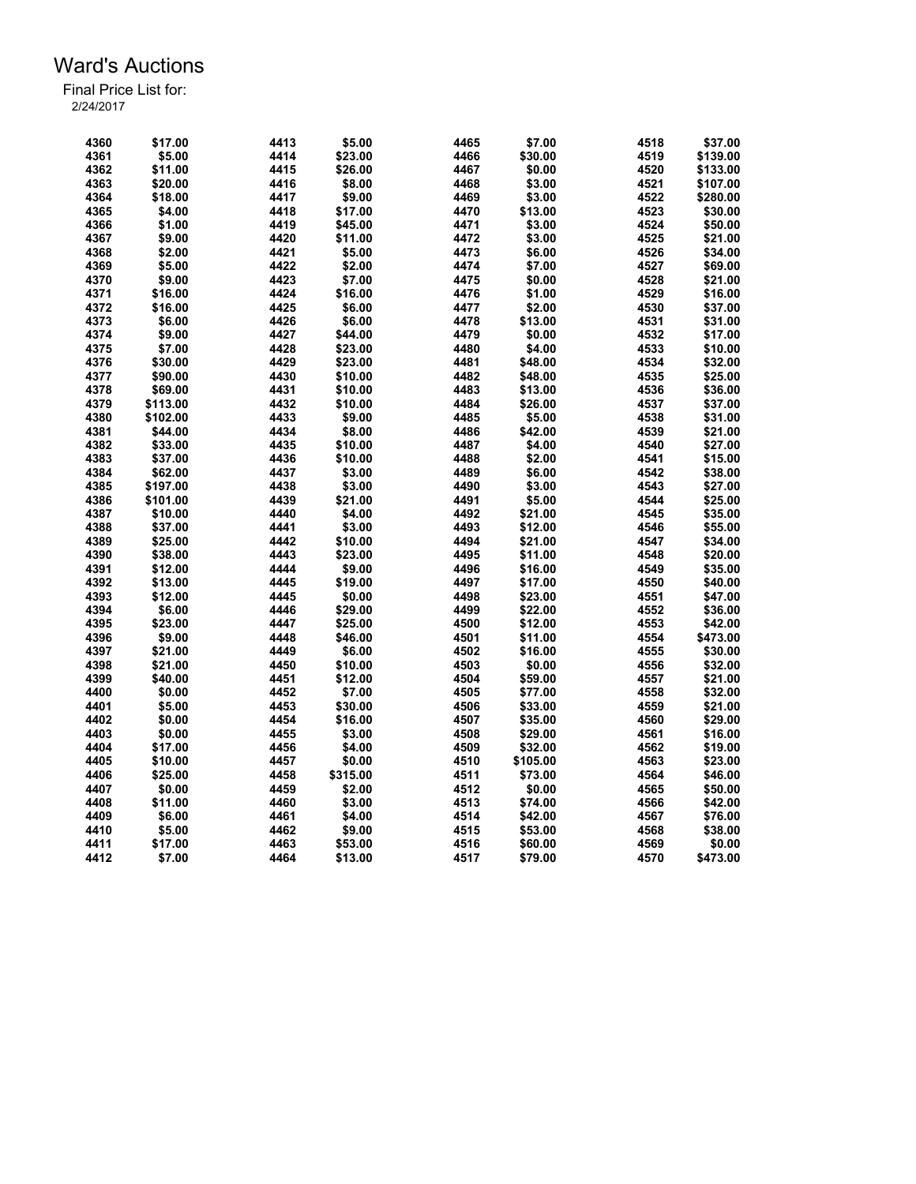# Ward's Auctions

Final Price List for:
2/24/2017

| Lot | Price | Lot | Price | Lot | Price | Lot | Price |
|---|---|---|---|---|---|---|---|
| 4360 | $17.00 | 4413 | $5.00 | 4465 | $7.00 | 4518 | $37.00 |
| 4361 | $5.00 | 4414 | $23.00 | 4466 | $30.00 | 4519 | $139.00 |
| 4362 | $11.00 | 4415 | $26.00 | 4467 | $0.00 | 4520 | $133.00 |
| 4363 | $20.00 | 4416 | $8.00 | 4468 | $3.00 | 4521 | $107.00 |
| 4364 | $18.00 | 4417 | $9.00 | 4469 | $3.00 | 4522 | $280.00 |
| 4365 | $4.00 | 4418 | $17.00 | 4470 | $13.00 | 4523 | $30.00 |
| 4366 | $1.00 | 4419 | $45.00 | 4471 | $3.00 | 4524 | $50.00 |
| 4367 | $9.00 | 4420 | $11.00 | 4472 | $3.00 | 4525 | $21.00 |
| 4368 | $2.00 | 4421 | $5.00 | 4473 | $6.00 | 4526 | $34.00 |
| 4369 | $5.00 | 4422 | $2.00 | 4474 | $7.00 | 4527 | $69.00 |
| 4370 | $9.00 | 4423 | $7.00 | 4475 | $0.00 | 4528 | $21.00 |
| 4371 | $16.00 | 4424 | $16.00 | 4476 | $1.00 | 4529 | $16.00 |
| 4372 | $16.00 | 4425 | $6.00 | 4477 | $2.00 | 4530 | $37.00 |
| 4373 | $6.00 | 4426 | $6.00 | 4478 | $13.00 | 4531 | $31.00 |
| 4374 | $9.00 | 4427 | $44.00 | 4479 | $0.00 | 4532 | $17.00 |
| 4375 | $7.00 | 4428 | $23.00 | 4480 | $4.00 | 4533 | $10.00 |
| 4376 | $30.00 | 4429 | $23.00 | 4481 | $48.00 | 4534 | $32.00 |
| 4377 | $90.00 | 4430 | $10.00 | 4482 | $48.00 | 4535 | $25.00 |
| 4378 | $69.00 | 4431 | $10.00 | 4483 | $13.00 | 4536 | $36.00 |
| 4379 | $113.00 | 4432 | $10.00 | 4484 | $26.00 | 4537 | $37.00 |
| 4380 | $102.00 | 4433 | $9.00 | 4485 | $5.00 | 4538 | $31.00 |
| 4381 | $44.00 | 4434 | $8.00 | 4486 | $42.00 | 4539 | $21.00 |
| 4382 | $33.00 | 4435 | $10.00 | 4487 | $4.00 | 4540 | $27.00 |
| 4383 | $37.00 | 4436 | $10.00 | 4488 | $2.00 | 4541 | $15.00 |
| 4384 | $62.00 | 4437 | $3.00 | 4489 | $6.00 | 4542 | $38.00 |
| 4385 | $197.00 | 4438 | $3.00 | 4490 | $3.00 | 4543 | $27.00 |
| 4386 | $101.00 | 4439 | $21.00 | 4491 | $5.00 | 4544 | $25.00 |
| 4387 | $10.00 | 4440 | $4.00 | 4492 | $21.00 | 4545 | $35.00 |
| 4388 | $37.00 | 4441 | $3.00 | 4493 | $12.00 | 4546 | $55.00 |
| 4389 | $25.00 | 4442 | $10.00 | 4494 | $21.00 | 4547 | $34.00 |
| 4390 | $38.00 | 4443 | $23.00 | 4495 | $11.00 | 4548 | $20.00 |
| 4391 | $12.00 | 4444 | $9.00 | 4496 | $16.00 | 4549 | $35.00 |
| 4392 | $13.00 | 4445 | $19.00 | 4497 | $17.00 | 4550 | $40.00 |
| 4393 | $12.00 | 4445 | $0.00 | 4498 | $23.00 | 4551 | $47.00 |
| 4394 | $6.00 | 4446 | $29.00 | 4499 | $22.00 | 4552 | $36.00 |
| 4395 | $23.00 | 4447 | $25.00 | 4500 | $12.00 | 4553 | $42.00 |
| 4396 | $9.00 | 4448 | $46.00 | 4501 | $11.00 | 4554 | $473.00 |
| 4397 | $21.00 | 4449 | $6.00 | 4502 | $16.00 | 4555 | $30.00 |
| 4398 | $21.00 | 4450 | $10.00 | 4503 | $0.00 | 4556 | $32.00 |
| 4399 | $40.00 | 4451 | $12.00 | 4504 | $59.00 | 4557 | $21.00 |
| 4400 | $0.00 | 4452 | $7.00 | 4505 | $77.00 | 4558 | $32.00 |
| 4401 | $5.00 | 4453 | $30.00 | 4506 | $33.00 | 4559 | $21.00 |
| 4402 | $0.00 | 4454 | $16.00 | 4507 | $35.00 | 4560 | $29.00 |
| 4403 | $0.00 | 4455 | $3.00 | 4508 | $29.00 | 4561 | $16.00 |
| 4404 | $17.00 | 4456 | $4.00 | 4509 | $32.00 | 4562 | $19.00 |
| 4405 | $10.00 | 4457 | $0.00 | 4510 | $105.00 | 4563 | $23.00 |
| 4406 | $25.00 | 4458 | $315.00 | 4511 | $73.00 | 4564 | $46.00 |
| 4407 | $0.00 | 4459 | $2.00 | 4512 | $0.00 | 4565 | $50.00 |
| 4408 | $11.00 | 4460 | $3.00 | 4513 | $74.00 | 4566 | $42.00 |
| 4409 | $6.00 | 4461 | $4.00 | 4514 | $42.00 | 4567 | $76.00 |
| 4410 | $5.00 | 4462 | $9.00 | 4515 | $53.00 | 4568 | $38.00 |
| 4411 | $17.00 | 4463 | $53.00 | 4516 | $60.00 | 4569 | $0.00 |
| 4412 | $7.00 | 4464 | $13.00 | 4517 | $79.00 | 4570 | $473.00 |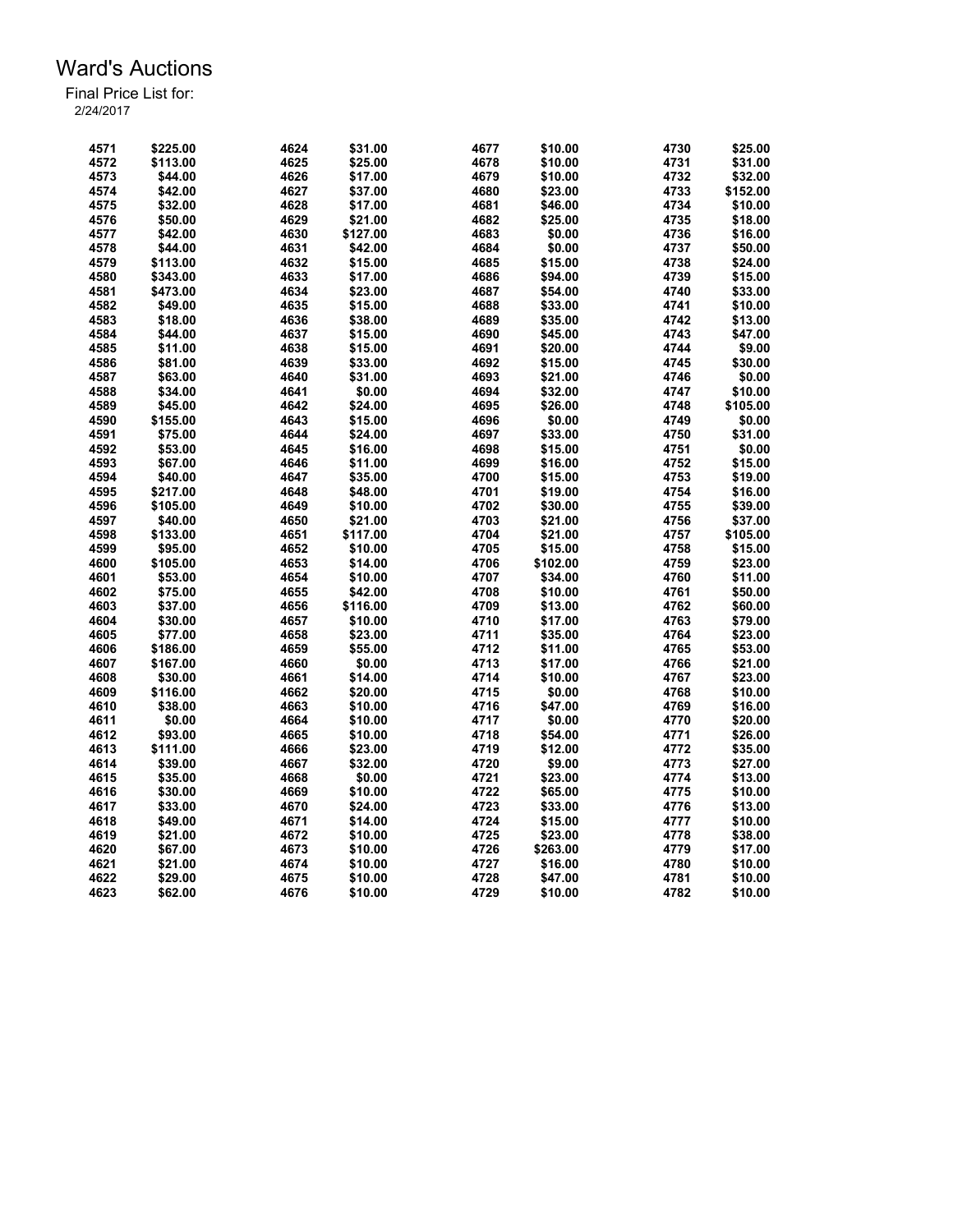# Ward's Auctions

Final Price List for:
2/24/2017

| | | | | | | | |
|---|---|---|---|---|---|---|---|
| 4571 | $225.00 | 4624 | $31.00 | 4677 | $10.00 | 4730 | $25.00 |
| 4572 | $113.00 | 4625 | $25.00 | 4678 | $10.00 | 4731 | $31.00 |
| 4573 | $44.00 | 4626 | $17.00 | 4679 | $10.00 | 4732 | $32.00 |
| 4574 | $42.00 | 4627 | $37.00 | 4680 | $23.00 | 4733 | $152.00 |
| 4575 | $32.00 | 4628 | $17.00 | 4681 | $46.00 | 4734 | $10.00 |
| 4576 | $50.00 | 4629 | $21.00 | 4682 | $25.00 | 4735 | $18.00 |
| 4577 | $42.00 | 4630 | $127.00 | 4683 | $0.00 | 4736 | $16.00 |
| 4578 | $44.00 | 4631 | $42.00 | 4684 | $0.00 | 4737 | $50.00 |
| 4579 | $113.00 | 4632 | $15.00 | 4685 | $15.00 | 4738 | $24.00 |
| 4580 | $343.00 | 4633 | $17.00 | 4686 | $94.00 | 4739 | $15.00 |
| 4581 | $473.00 | 4634 | $23.00 | 4687 | $54.00 | 4740 | $33.00 |
| 4582 | $49.00 | 4635 | $15.00 | 4688 | $33.00 | 4741 | $10.00 |
| 4583 | $18.00 | 4636 | $38.00 | 4689 | $35.00 | 4742 | $13.00 |
| 4584 | $44.00 | 4637 | $15.00 | 4690 | $45.00 | 4743 | $47.00 |
| 4585 | $11.00 | 4638 | $15.00 | 4691 | $20.00 | 4744 | $9.00 |
| 4586 | $81.00 | 4639 | $33.00 | 4692 | $15.00 | 4745 | $30.00 |
| 4587 | $63.00 | 4640 | $31.00 | 4693 | $21.00 | 4746 | $0.00 |
| 4588 | $34.00 | 4641 | $0.00 | 4694 | $32.00 | 4747 | $10.00 |
| 4589 | $45.00 | 4642 | $24.00 | 4695 | $26.00 | 4748 | $105.00 |
| 4590 | $155.00 | 4643 | $15.00 | 4696 | $0.00 | 4749 | $0.00 |
| 4591 | $75.00 | 4644 | $24.00 | 4697 | $33.00 | 4750 | $31.00 |
| 4592 | $53.00 | 4645 | $16.00 | 4698 | $15.00 | 4751 | $0.00 |
| 4593 | $67.00 | 4646 | $11.00 | 4699 | $16.00 | 4752 | $15.00 |
| 4594 | $40.00 | 4647 | $35.00 | 4700 | $15.00 | 4753 | $19.00 |
| 4595 | $217.00 | 4648 | $48.00 | 4701 | $19.00 | 4754 | $16.00 |
| 4596 | $105.00 | 4649 | $10.00 | 4702 | $30.00 | 4755 | $39.00 |
| 4597 | $40.00 | 4650 | $21.00 | 4703 | $21.00 | 4756 | $37.00 |
| 4598 | $133.00 | 4651 | $117.00 | 4704 | $21.00 | 4757 | $105.00 |
| 4599 | $95.00 | 4652 | $10.00 | 4705 | $15.00 | 4758 | $15.00 |
| 4600 | $105.00 | 4653 | $14.00 | 4706 | $102.00 | 4759 | $23.00 |
| 4601 | $53.00 | 4654 | $10.00 | 4707 | $34.00 | 4760 | $11.00 |
| 4602 | $75.00 | 4655 | $42.00 | 4708 | $10.00 | 4761 | $50.00 |
| 4603 | $37.00 | 4656 | $116.00 | 4709 | $13.00 | 4762 | $60.00 |
| 4604 | $30.00 | 4657 | $10.00 | 4710 | $17.00 | 4763 | $79.00 |
| 4605 | $77.00 | 4658 | $23.00 | 4711 | $35.00 | 4764 | $23.00 |
| 4606 | $186.00 | 4659 | $55.00 | 4712 | $11.00 | 4765 | $53.00 |
| 4607 | $167.00 | 4660 | $0.00 | 4713 | $17.00 | 4766 | $21.00 |
| 4608 | $30.00 | 4661 | $14.00 | 4714 | $10.00 | 4767 | $23.00 |
| 4609 | $116.00 | 4662 | $20.00 | 4715 | $0.00 | 4768 | $10.00 |
| 4610 | $38.00 | 4663 | $10.00 | 4716 | $47.00 | 4769 | $16.00 |
| 4611 | $0.00 | 4664 | $10.00 | 4717 | $0.00 | 4770 | $20.00 |
| 4612 | $93.00 | 4665 | $10.00 | 4718 | $54.00 | 4771 | $26.00 |
| 4613 | $111.00 | 4666 | $23.00 | 4719 | $12.00 | 4772 | $35.00 |
| 4614 | $39.00 | 4667 | $32.00 | 4720 | $9.00 | 4773 | $27.00 |
| 4615 | $35.00 | 4668 | $0.00 | 4721 | $23.00 | 4774 | $13.00 |
| 4616 | $30.00 | 4669 | $10.00 | 4722 | $65.00 | 4775 | $10.00 |
| 4617 | $33.00 | 4670 | $24.00 | 4723 | $33.00 | 4776 | $13.00 |
| 4618 | $49.00 | 4671 | $14.00 | 4724 | $15.00 | 4777 | $10.00 |
| 4619 | $21.00 | 4672 | $10.00 | 4725 | $23.00 | 4778 | $38.00 |
| 4620 | $67.00 | 4673 | $10.00 | 4726 | $263.00 | 4779 | $17.00 |
| 4621 | $21.00 | 4674 | $10.00 | 4727 | $16.00 | 4780 | $10.00 |
| 4622 | $29.00 | 4675 | $10.00 | 4728 | $47.00 | 4781 | $10.00 |
| 4623 | $62.00 | 4676 | $10.00 | 4729 | $10.00 | 4782 | $10.00 |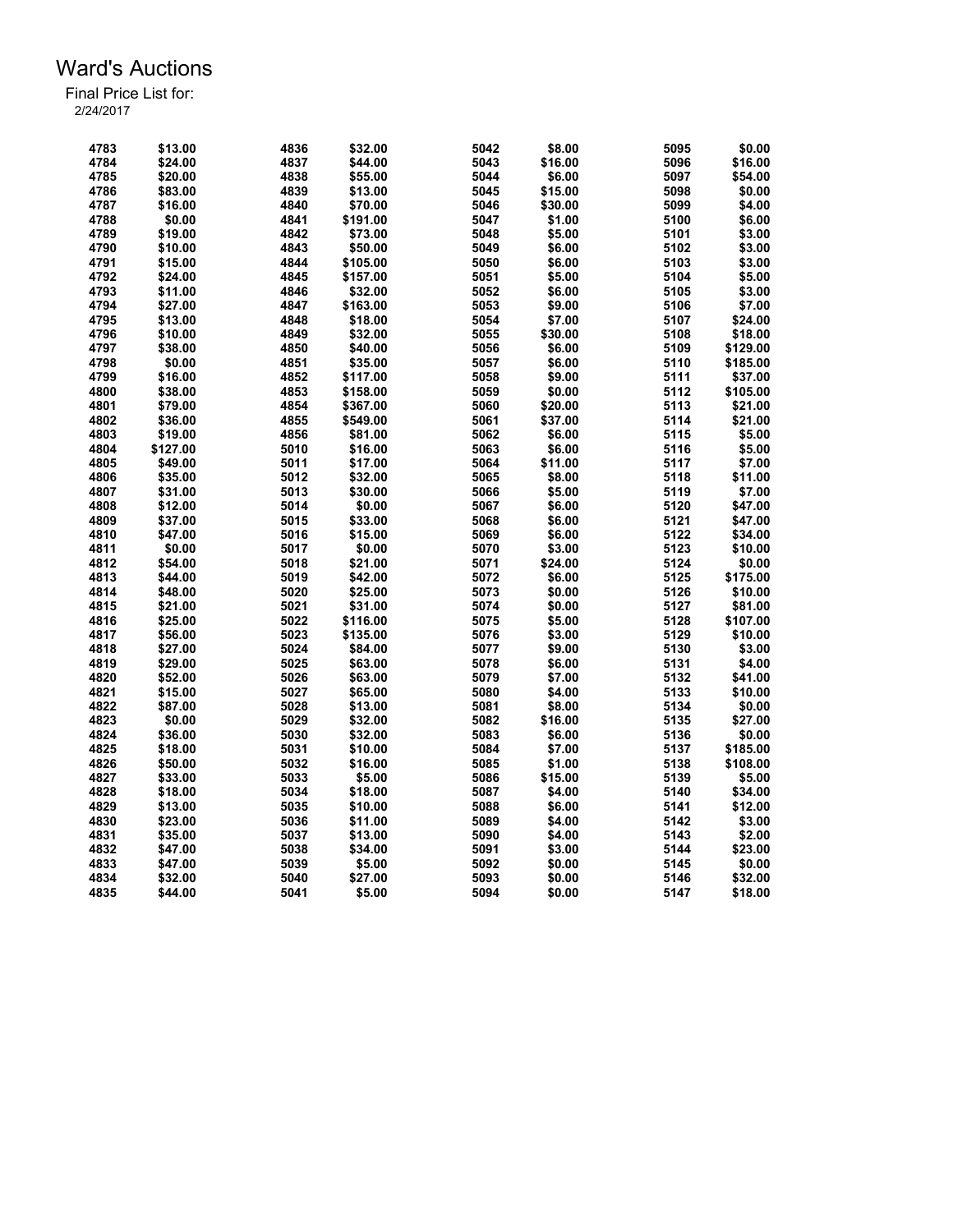# Ward's Auctions

Final Price List for:
2/24/2017

| Lot | Price | Lot | Price | Lot | Price | Lot | Price |
|---|---|---|---|---|---|---|---|
| 4783 | $13.00 | 4836 | $32.00 | 5042 | $8.00 | 5095 | $0.00 |
| 4784 | $24.00 | 4837 | $44.00 | 5043 | $16.00 | 5096 | $16.00 |
| 4785 | $20.00 | 4838 | $55.00 | 5044 | $6.00 | 5097 | $54.00 |
| 4786 | $83.00 | 4839 | $13.00 | 5045 | $15.00 | 5098 | $0.00 |
| 4787 | $16.00 | 4840 | $70.00 | 5046 | $30.00 | 5099 | $4.00 |
| 4788 | $0.00 | 4841 | $191.00 | 5047 | $1.00 | 5100 | $6.00 |
| 4789 | $19.00 | 4842 | $73.00 | 5048 | $5.00 | 5101 | $3.00 |
| 4790 | $10.00 | 4843 | $50.00 | 5049 | $6.00 | 5102 | $3.00 |
| 4791 | $15.00 | 4844 | $105.00 | 5050 | $6.00 | 5103 | $3.00 |
| 4792 | $24.00 | 4845 | $157.00 | 5051 | $5.00 | 5104 | $5.00 |
| 4793 | $11.00 | 4846 | $32.00 | 5052 | $6.00 | 5105 | $3.00 |
| 4794 | $27.00 | 4847 | $163.00 | 5053 | $9.00 | 5106 | $7.00 |
| 4795 | $13.00 | 4848 | $18.00 | 5054 | $7.00 | 5107 | $24.00 |
| 4796 | $10.00 | 4849 | $32.00 | 5055 | $30.00 | 5108 | $18.00 |
| 4797 | $38.00 | 4850 | $40.00 | 5056 | $6.00 | 5109 | $129.00 |
| 4798 | $0.00 | 4851 | $35.00 | 5057 | $6.00 | 5110 | $185.00 |
| 4799 | $16.00 | 4852 | $117.00 | 5058 | $9.00 | 5111 | $37.00 |
| 4800 | $38.00 | 4853 | $158.00 | 5059 | $0.00 | 5112 | $105.00 |
| 4801 | $79.00 | 4854 | $367.00 | 5060 | $20.00 | 5113 | $21.00 |
| 4802 | $36.00 | 4855 | $549.00 | 5061 | $37.00 | 5114 | $21.00 |
| 4803 | $19.00 | 4856 | $81.00 | 5062 | $6.00 | 5115 | $5.00 |
| 4804 | $127.00 | 5010 | $16.00 | 5063 | $6.00 | 5116 | $5.00 |
| 4805 | $49.00 | 5011 | $17.00 | 5064 | $11.00 | 5117 | $7.00 |
| 4806 | $35.00 | 5012 | $32.00 | 5065 | $8.00 | 5118 | $11.00 |
| 4807 | $31.00 | 5013 | $30.00 | 5066 | $5.00 | 5119 | $7.00 |
| 4808 | $12.00 | 5014 | $0.00 | 5067 | $6.00 | 5120 | $47.00 |
| 4809 | $37.00 | 5015 | $33.00 | 5068 | $6.00 | 5121 | $47.00 |
| 4810 | $47.00 | 5016 | $15.00 | 5069 | $6.00 | 5122 | $34.00 |
| 4811 | $0.00 | 5017 | $0.00 | 5070 | $3.00 | 5123 | $10.00 |
| 4812 | $54.00 | 5018 | $21.00 | 5071 | $24.00 | 5124 | $0.00 |
| 4813 | $44.00 | 5019 | $42.00 | 5072 | $6.00 | 5125 | $175.00 |
| 4814 | $48.00 | 5020 | $25.00 | 5073 | $0.00 | 5126 | $10.00 |
| 4815 | $21.00 | 5021 | $31.00 | 5074 | $0.00 | 5127 | $81.00 |
| 4816 | $25.00 | 5022 | $116.00 | 5075 | $5.00 | 5128 | $107.00 |
| 4817 | $56.00 | 5023 | $135.00 | 5076 | $3.00 | 5129 | $10.00 |
| 4818 | $27.00 | 5024 | $84.00 | 5077 | $9.00 | 5130 | $3.00 |
| 4819 | $29.00 | 5025 | $63.00 | 5078 | $6.00 | 5131 | $4.00 |
| 4820 | $52.00 | 5026 | $63.00 | 5079 | $7.00 | 5132 | $41.00 |
| 4821 | $15.00 | 5027 | $65.00 | 5080 | $4.00 | 5133 | $10.00 |
| 4822 | $87.00 | 5028 | $13.00 | 5081 | $8.00 | 5134 | $0.00 |
| 4823 | $0.00 | 5029 | $32.00 | 5082 | $16.00 | 5135 | $27.00 |
| 4824 | $36.00 | 5030 | $32.00 | 5083 | $6.00 | 5136 | $0.00 |
| 4825 | $18.00 | 5031 | $10.00 | 5084 | $7.00 | 5137 | $185.00 |
| 4826 | $50.00 | 5032 | $16.00 | 5085 | $1.00 | 5138 | $108.00 |
| 4827 | $33.00 | 5033 | $5.00 | 5086 | $15.00 | 5139 | $5.00 |
| 4828 | $18.00 | 5034 | $18.00 | 5087 | $4.00 | 5140 | $34.00 |
| 4829 | $13.00 | 5035 | $10.00 | 5088 | $6.00 | 5141 | $12.00 |
| 4830 | $23.00 | 5036 | $11.00 | 5089 | $4.00 | 5142 | $3.00 |
| 4831 | $35.00 | 5037 | $13.00 | 5090 | $4.00 | 5143 | $2.00 |
| 4832 | $47.00 | 5038 | $34.00 | 5091 | $3.00 | 5144 | $23.00 |
| 4833 | $47.00 | 5039 | $5.00 | 5092 | $0.00 | 5145 | $0.00 |
| 4834 | $32.00 | 5040 | $27.00 | 5093 | $0.00 | 5146 | $32.00 |
| 4835 | $44.00 | 5041 | $5.00 | 5094 | $0.00 | 5147 | $18.00 |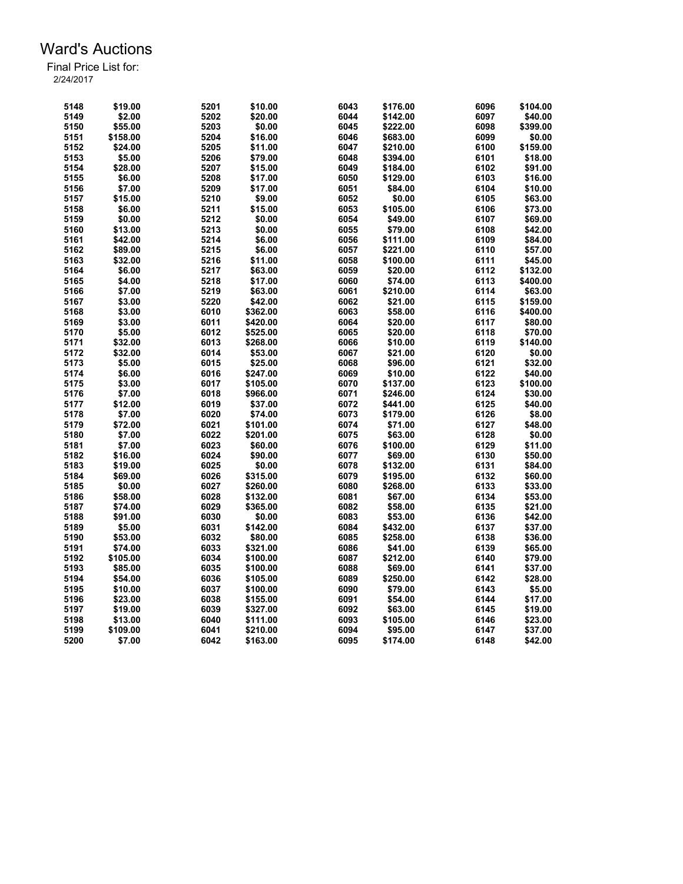# Ward's Auctions

Final Price List for:
2/24/2017

| Lot | Price | Lot | Price | Lot | Price | Lot | Price |
|---|---|---|---|---|---|---|---|
| 5148 | $19.00 | 5201 | $10.00 | 6043 | $176.00 | 6096 | $104.00 |
| 5149 | $2.00 | 5202 | $20.00 | 6044 | $142.00 | 6097 | $40.00 |
| 5150 | $55.00 | 5203 | $0.00 | 6045 | $222.00 | 6098 | $399.00 |
| 5151 | $158.00 | 5204 | $16.00 | 6046 | $683.00 | 6099 | $0.00 |
| 5152 | $24.00 | 5205 | $11.00 | 6047 | $210.00 | 6100 | $159.00 |
| 5153 | $5.00 | 5206 | $79.00 | 6048 | $394.00 | 6101 | $18.00 |
| 5154 | $28.00 | 5207 | $15.00 | 6049 | $184.00 | 6102 | $91.00 |
| 5155 | $6.00 | 5208 | $17.00 | 6050 | $129.00 | 6103 | $16.00 |
| 5156 | $7.00 | 5209 | $17.00 | 6051 | $84.00 | 6104 | $10.00 |
| 5157 | $15.00 | 5210 | $9.00 | 6052 | $0.00 | 6105 | $63.00 |
| 5158 | $6.00 | 5211 | $15.00 | 6053 | $105.00 | 6106 | $73.00 |
| 5159 | $0.00 | 5212 | $0.00 | 6054 | $49.00 | 6107 | $69.00 |
| 5160 | $13.00 | 5213 | $0.00 | 6055 | $79.00 | 6108 | $42.00 |
| 5161 | $42.00 | 5214 | $6.00 | 6056 | $111.00 | 6109 | $84.00 |
| 5162 | $89.00 | 5215 | $6.00 | 6057 | $221.00 | 6110 | $57.00 |
| 5163 | $32.00 | 5216 | $11.00 | 6058 | $100.00 | 6111 | $45.00 |
| 5164 | $6.00 | 5217 | $63.00 | 6059 | $20.00 | 6112 | $132.00 |
| 5165 | $4.00 | 5218 | $17.00 | 6060 | $74.00 | 6113 | $400.00 |
| 5166 | $7.00 | 5219 | $63.00 | 6061 | $210.00 | 6114 | $63.00 |
| 5167 | $3.00 | 5220 | $42.00 | 6062 | $21.00 | 6115 | $159.00 |
| 5168 | $3.00 | 6010 | $362.00 | 6063 | $58.00 | 6116 | $400.00 |
| 5169 | $3.00 | 6011 | $420.00 | 6064 | $20.00 | 6117 | $80.00 |
| 5170 | $5.00 | 6012 | $525.00 | 6065 | $20.00 | 6118 | $70.00 |
| 5171 | $32.00 | 6013 | $268.00 | 6066 | $10.00 | 6119 | $140.00 |
| 5172 | $32.00 | 6014 | $53.00 | 6067 | $21.00 | 6120 | $0.00 |
| 5173 | $5.00 | 6015 | $25.00 | 6068 | $96.00 | 6121 | $32.00 |
| 5174 | $6.00 | 6016 | $247.00 | 6069 | $10.00 | 6122 | $40.00 |
| 5175 | $3.00 | 6017 | $105.00 | 6070 | $137.00 | 6123 | $100.00 |
| 5176 | $7.00 | 6018 | $966.00 | 6071 | $246.00 | 6124 | $30.00 |
| 5177 | $12.00 | 6019 | $37.00 | 6072 | $441.00 | 6125 | $40.00 |
| 5178 | $7.00 | 6020 | $74.00 | 6073 | $179.00 | 6126 | $8.00 |
| 5179 | $72.00 | 6021 | $101.00 | 6074 | $71.00 | 6127 | $48.00 |
| 5180 | $7.00 | 6022 | $201.00 | 6075 | $63.00 | 6128 | $0.00 |
| 5181 | $7.00 | 6023 | $60.00 | 6076 | $100.00 | 6129 | $11.00 |
| 5182 | $16.00 | 6024 | $90.00 | 6077 | $69.00 | 6130 | $50.00 |
| 5183 | $19.00 | 6025 | $0.00 | 6078 | $132.00 | 6131 | $84.00 |
| 5184 | $69.00 | 6026 | $315.00 | 6079 | $195.00 | 6132 | $60.00 |
| 5185 | $0.00 | 6027 | $260.00 | 6080 | $268.00 | 6133 | $33.00 |
| 5186 | $58.00 | 6028 | $132.00 | 6081 | $67.00 | 6134 | $53.00 |
| 5187 | $74.00 | 6029 | $365.00 | 6082 | $58.00 | 6135 | $21.00 |
| 5188 | $91.00 | 6030 | $0.00 | 6083 | $53.00 | 6136 | $42.00 |
| 5189 | $5.00 | 6031 | $142.00 | 6084 | $432.00 | 6137 | $37.00 |
| 5190 | $53.00 | 6032 | $80.00 | 6085 | $258.00 | 6138 | $36.00 |
| 5191 | $74.00 | 6033 | $321.00 | 6086 | $41.00 | 6139 | $65.00 |
| 5192 | $105.00 | 6034 | $100.00 | 6087 | $212.00 | 6140 | $79.00 |
| 5193 | $85.00 | 6035 | $100.00 | 6088 | $69.00 | 6141 | $37.00 |
| 5194 | $54.00 | 6036 | $105.00 | 6089 | $250.00 | 6142 | $28.00 |
| 5195 | $10.00 | 6037 | $100.00 | 6090 | $79.00 | 6143 | $5.00 |
| 5196 | $23.00 | 6038 | $155.00 | 6091 | $54.00 | 6144 | $17.00 |
| 5197 | $19.00 | 6039 | $327.00 | 6092 | $63.00 | 6145 | $19.00 |
| 5198 | $13.00 | 6040 | $111.00 | 6093 | $105.00 | 6146 | $23.00 |
| 5199 | $109.00 | 6041 | $210.00 | 6094 | $95.00 | 6147 | $37.00 |
| 5200 | $7.00 | 6042 | $163.00 | 6095 | $174.00 | 6148 | $42.00 |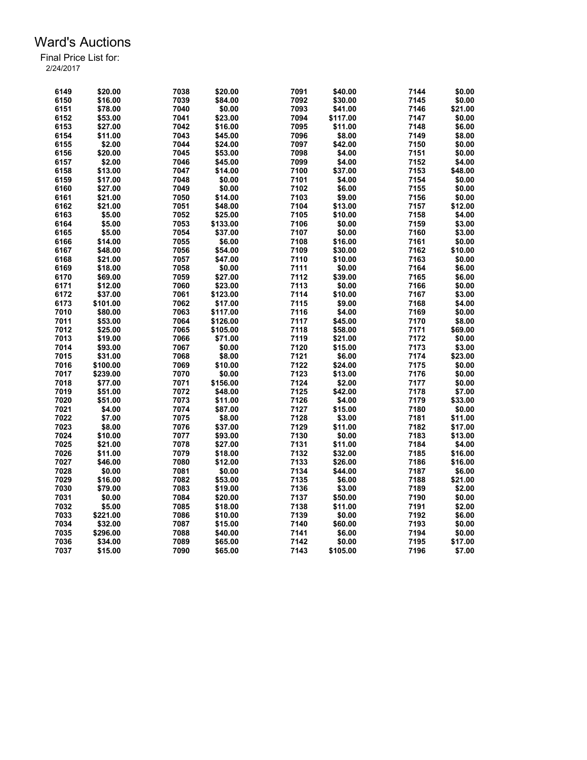# Ward's Auctions

Final Price List for:
2/24/2017

| Lot | Price | Lot | Price | Lot | Price | Lot | Price |
|---|---|---|---|---|---|---|---|
| 6149 | $20.00 | 7038 | $20.00 | 7091 | $40.00 | 7144 | $0.00 |
| 6150 | $16.00 | 7039 | $84.00 | 7092 | $30.00 | 7145 | $0.00 |
| 6151 | $78.00 | 7040 | $0.00 | 7093 | $41.00 | 7146 | $21.00 |
| 6152 | $53.00 | 7041 | $23.00 | 7094 | $117.00 | 7147 | $0.00 |
| 6153 | $27.00 | 7042 | $16.00 | 7095 | $11.00 | 7148 | $6.00 |
| 6154 | $11.00 | 7043 | $45.00 | 7096 | $8.00 | 7149 | $8.00 |
| 6155 | $2.00 | 7044 | $24.00 | 7097 | $42.00 | 7150 | $0.00 |
| 6156 | $20.00 | 7045 | $53.00 | 7098 | $4.00 | 7151 | $0.00 |
| 6157 | $2.00 | 7046 | $45.00 | 7099 | $4.00 | 7152 | $4.00 |
| 6158 | $13.00 | 7047 | $14.00 | 7100 | $37.00 | 7153 | $48.00 |
| 6159 | $17.00 | 7048 | $0.00 | 7101 | $4.00 | 7154 | $0.00 |
| 6160 | $27.00 | 7049 | $0.00 | 7102 | $6.00 | 7155 | $0.00 |
| 6161 | $21.00 | 7050 | $14.00 | 7103 | $9.00 | 7156 | $0.00 |
| 6162 | $21.00 | 7051 | $48.00 | 7104 | $13.00 | 7157 | $12.00 |
| 6163 | $5.00 | 7052 | $25.00 | 7105 | $10.00 | 7158 | $4.00 |
| 6164 | $5.00 | 7053 | $133.00 | 7106 | $0.00 | 7159 | $3.00 |
| 6165 | $5.00 | 7054 | $37.00 | 7107 | $0.00 | 7160 | $3.00 |
| 6166 | $14.00 | 7055 | $6.00 | 7108 | $16.00 | 7161 | $0.00 |
| 6167 | $48.00 | 7056 | $54.00 | 7109 | $30.00 | 7162 | $10.00 |
| 6168 | $21.00 | 7057 | $47.00 | 7110 | $10.00 | 7163 | $0.00 |
| 6169 | $18.00 | 7058 | $0.00 | 7111 | $0.00 | 7164 | $6.00 |
| 6170 | $69.00 | 7059 | $27.00 | 7112 | $39.00 | 7165 | $6.00 |
| 6171 | $12.00 | 7060 | $23.00 | 7113 | $0.00 | 7166 | $0.00 |
| 6172 | $37.00 | 7061 | $123.00 | 7114 | $10.00 | 7167 | $3.00 |
| 6173 | $101.00 | 7062 | $17.00 | 7115 | $9.00 | 7168 | $4.00 |
| 7010 | $80.00 | 7063 | $117.00 | 7116 | $4.00 | 7169 | $0.00 |
| 7011 | $53.00 | 7064 | $126.00 | 7117 | $45.00 | 7170 | $8.00 |
| 7012 | $25.00 | 7065 | $105.00 | 7118 | $58.00 | 7171 | $69.00 |
| 7013 | $19.00 | 7066 | $71.00 | 7119 | $21.00 | 7172 | $0.00 |
| 7014 | $93.00 | 7067 | $0.00 | 7120 | $15.00 | 7173 | $3.00 |
| 7015 | $31.00 | 7068 | $8.00 | 7121 | $6.00 | 7174 | $23.00 |
| 7016 | $100.00 | 7069 | $10.00 | 7122 | $24.00 | 7175 | $0.00 |
| 7017 | $239.00 | 7070 | $0.00 | 7123 | $13.00 | 7176 | $0.00 |
| 7018 | $77.00 | 7071 | $156.00 | 7124 | $2.00 | 7177 | $0.00 |
| 7019 | $51.00 | 7072 | $48.00 | 7125 | $42.00 | 7178 | $7.00 |
| 7020 | $51.00 | 7073 | $11.00 | 7126 | $4.00 | 7179 | $33.00 |
| 7021 | $4.00 | 7074 | $87.00 | 7127 | $15.00 | 7180 | $0.00 |
| 7022 | $7.00 | 7075 | $8.00 | 7128 | $3.00 | 7181 | $11.00 |
| 7023 | $8.00 | 7076 | $37.00 | 7129 | $11.00 | 7182 | $17.00 |
| 7024 | $10.00 | 7077 | $93.00 | 7130 | $0.00 | 7183 | $13.00 |
| 7025 | $21.00 | 7078 | $27.00 | 7131 | $11.00 | 7184 | $4.00 |
| 7026 | $11.00 | 7079 | $18.00 | 7132 | $32.00 | 7185 | $16.00 |
| 7027 | $46.00 | 7080 | $12.00 | 7133 | $26.00 | 7186 | $16.00 |
| 7028 | $0.00 | 7081 | $0.00 | 7134 | $44.00 | 7187 | $6.00 |
| 7029 | $16.00 | 7082 | $53.00 | 7135 | $6.00 | 7188 | $21.00 |
| 7030 | $79.00 | 7083 | $19.00 | 7136 | $3.00 | 7189 | $2.00 |
| 7031 | $0.00 | 7084 | $20.00 | 7137 | $50.00 | 7190 | $0.00 |
| 7032 | $5.00 | 7085 | $18.00 | 7138 | $11.00 | 7191 | $2.00 |
| 7033 | $221.00 | 7086 | $10.00 | 7139 | $0.00 | 7192 | $6.00 |
| 7034 | $32.00 | 7087 | $15.00 | 7140 | $60.00 | 7193 | $0.00 |
| 7035 | $296.00 | 7088 | $40.00 | 7141 | $6.00 | 7194 | $0.00 |
| 7036 | $34.00 | 7089 | $65.00 | 7142 | $0.00 | 7195 | $17.00 |
| 7037 | $15.00 | 7090 | $65.00 | 7143 | $105.00 | 7196 | $7.00 |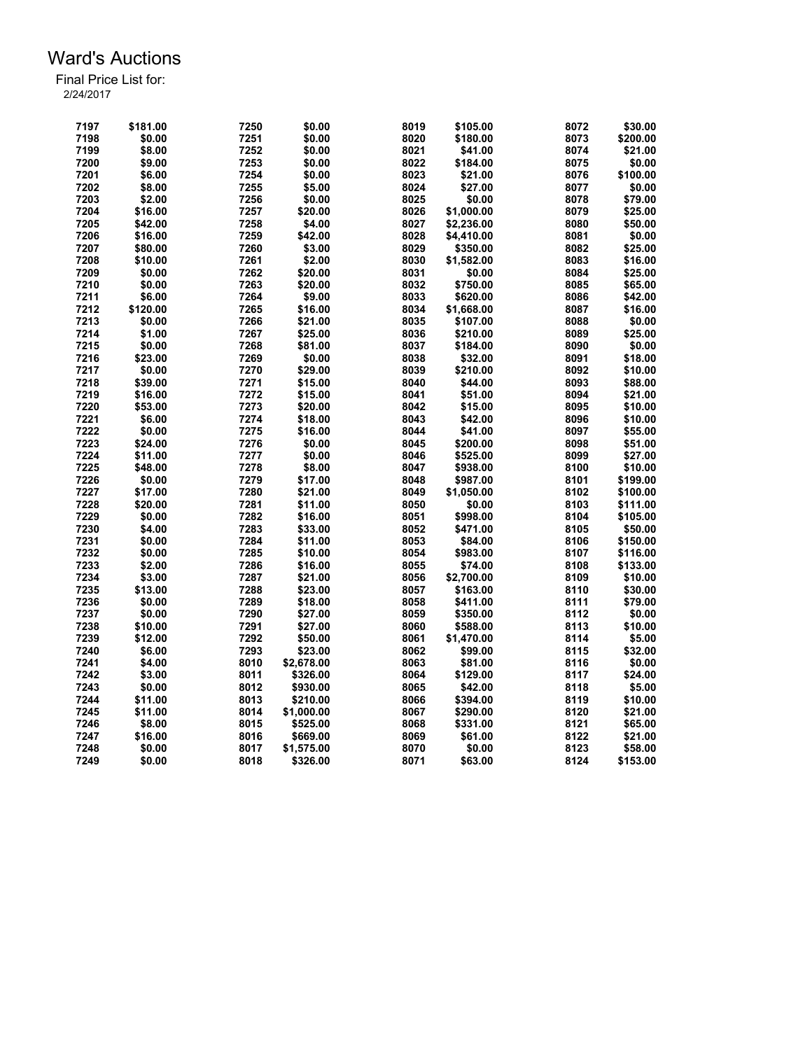# Ward's Auctions

Final Price List for:
2/24/2017

| Lot | Price | Lot | Price | Lot | Price | Lot | Price |
|---|---|---|---|---|---|---|---|
| 7197 | $181.00 | 7250 | $0.00 | 8019 | $105.00 | 8072 | $30.00 |
| 7198 | $0.00 | 7251 | $0.00 | 8020 | $180.00 | 8073 | $200.00 |
| 7199 | $8.00 | 7252 | $0.00 | 8021 | $41.00 | 8074 | $21.00 |
| 7200 | $9.00 | 7253 | $0.00 | 8022 | $184.00 | 8075 | $0.00 |
| 7201 | $6.00 | 7254 | $0.00 | 8023 | $21.00 | 8076 | $100.00 |
| 7202 | $8.00 | 7255 | $5.00 | 8024 | $27.00 | 8077 | $0.00 |
| 7203 | $2.00 | 7256 | $0.00 | 8025 | $0.00 | 8078 | $79.00 |
| 7204 | $16.00 | 7257 | $20.00 | 8026 | $1,000.00 | 8079 | $25.00 |
| 7205 | $42.00 | 7258 | $4.00 | 8027 | $2,236.00 | 8080 | $50.00 |
| 7206 | $16.00 | 7259 | $42.00 | 8028 | $4,410.00 | 8081 | $0.00 |
| 7207 | $80.00 | 7260 | $3.00 | 8029 | $350.00 | 8082 | $25.00 |
| 7208 | $10.00 | 7261 | $2.00 | 8030 | $1,582.00 | 8083 | $16.00 |
| 7209 | $0.00 | 7262 | $20.00 | 8031 | $0.00 | 8084 | $25.00 |
| 7210 | $0.00 | 7263 | $20.00 | 8032 | $750.00 | 8085 | $65.00 |
| 7211 | $6.00 | 7264 | $9.00 | 8033 | $620.00 | 8086 | $42.00 |
| 7212 | $120.00 | 7265 | $16.00 | 8034 | $1,668.00 | 8087 | $16.00 |
| 7213 | $0.00 | 7266 | $21.00 | 8035 | $107.00 | 8088 | $0.00 |
| 7214 | $1.00 | 7267 | $25.00 | 8036 | $210.00 | 8089 | $25.00 |
| 7215 | $0.00 | 7268 | $81.00 | 8037 | $184.00 | 8090 | $0.00 |
| 7216 | $23.00 | 7269 | $0.00 | 8038 | $32.00 | 8091 | $18.00 |
| 7217 | $0.00 | 7270 | $29.00 | 8039 | $210.00 | 8092 | $10.00 |
| 7218 | $39.00 | 7271 | $15.00 | 8040 | $44.00 | 8093 | $88.00 |
| 7219 | $16.00 | 7272 | $15.00 | 8041 | $51.00 | 8094 | $21.00 |
| 7220 | $53.00 | 7273 | $20.00 | 8042 | $15.00 | 8095 | $10.00 |
| 7221 | $6.00 | 7274 | $18.00 | 8043 | $42.00 | 8096 | $10.00 |
| 7222 | $0.00 | 7275 | $16.00 | 8044 | $41.00 | 8097 | $55.00 |
| 7223 | $24.00 | 7276 | $0.00 | 8045 | $200.00 | 8098 | $51.00 |
| 7224 | $11.00 | 7277 | $0.00 | 8046 | $525.00 | 8099 | $27.00 |
| 7225 | $48.00 | 7278 | $8.00 | 8047 | $938.00 | 8100 | $10.00 |
| 7226 | $0.00 | 7279 | $17.00 | 8048 | $987.00 | 8101 | $199.00 |
| 7227 | $17.00 | 7280 | $21.00 | 8049 | $1,050.00 | 8102 | $100.00 |
| 7228 | $20.00 | 7281 | $11.00 | 8050 | $0.00 | 8103 | $111.00 |
| 7229 | $0.00 | 7282 | $16.00 | 8051 | $998.00 | 8104 | $105.00 |
| 7230 | $4.00 | 7283 | $33.00 | 8052 | $471.00 | 8105 | $50.00 |
| 7231 | $0.00 | 7284 | $11.00 | 8053 | $84.00 | 8106 | $150.00 |
| 7232 | $0.00 | 7285 | $10.00 | 8054 | $983.00 | 8107 | $116.00 |
| 7233 | $2.00 | 7286 | $16.00 | 8055 | $74.00 | 8108 | $133.00 |
| 7234 | $3.00 | 7287 | $21.00 | 8056 | $2,700.00 | 8109 | $10.00 |
| 7235 | $13.00 | 7288 | $23.00 | 8057 | $163.00 | 8110 | $30.00 |
| 7236 | $0.00 | 7289 | $18.00 | 8058 | $411.00 | 8111 | $79.00 |
| 7237 | $0.00 | 7290 | $27.00 | 8059 | $350.00 | 8112 | $0.00 |
| 7238 | $10.00 | 7291 | $27.00 | 8060 | $588.00 | 8113 | $10.00 |
| 7239 | $12.00 | 7292 | $50.00 | 8061 | $1,470.00 | 8114 | $5.00 |
| 7240 | $6.00 | 7293 | $23.00 | 8062 | $99.00 | 8115 | $32.00 |
| 7241 | $4.00 | 8010 | $2,678.00 | 8063 | $81.00 | 8116 | $0.00 |
| 7242 | $3.00 | 8011 | $326.00 | 8064 | $129.00 | 8117 | $24.00 |
| 7243 | $0.00 | 8012 | $930.00 | 8065 | $42.00 | 8118 | $5.00 |
| 7244 | $11.00 | 8013 | $210.00 | 8066 | $394.00 | 8119 | $10.00 |
| 7245 | $11.00 | 8014 | $1,000.00 | 8067 | $290.00 | 8120 | $21.00 |
| 7246 | $8.00 | 8015 | $525.00 | 8068 | $331.00 | 8121 | $65.00 |
| 7247 | $16.00 | 8016 | $669.00 | 8069 | $61.00 | 8122 | $21.00 |
| 7248 | $0.00 | 8017 | $1,575.00 | 8070 | $0.00 | 8123 | $58.00 |
| 7249 | $0.00 | 8018 | $326.00 | 8071 | $63.00 | 8124 | $153.00 |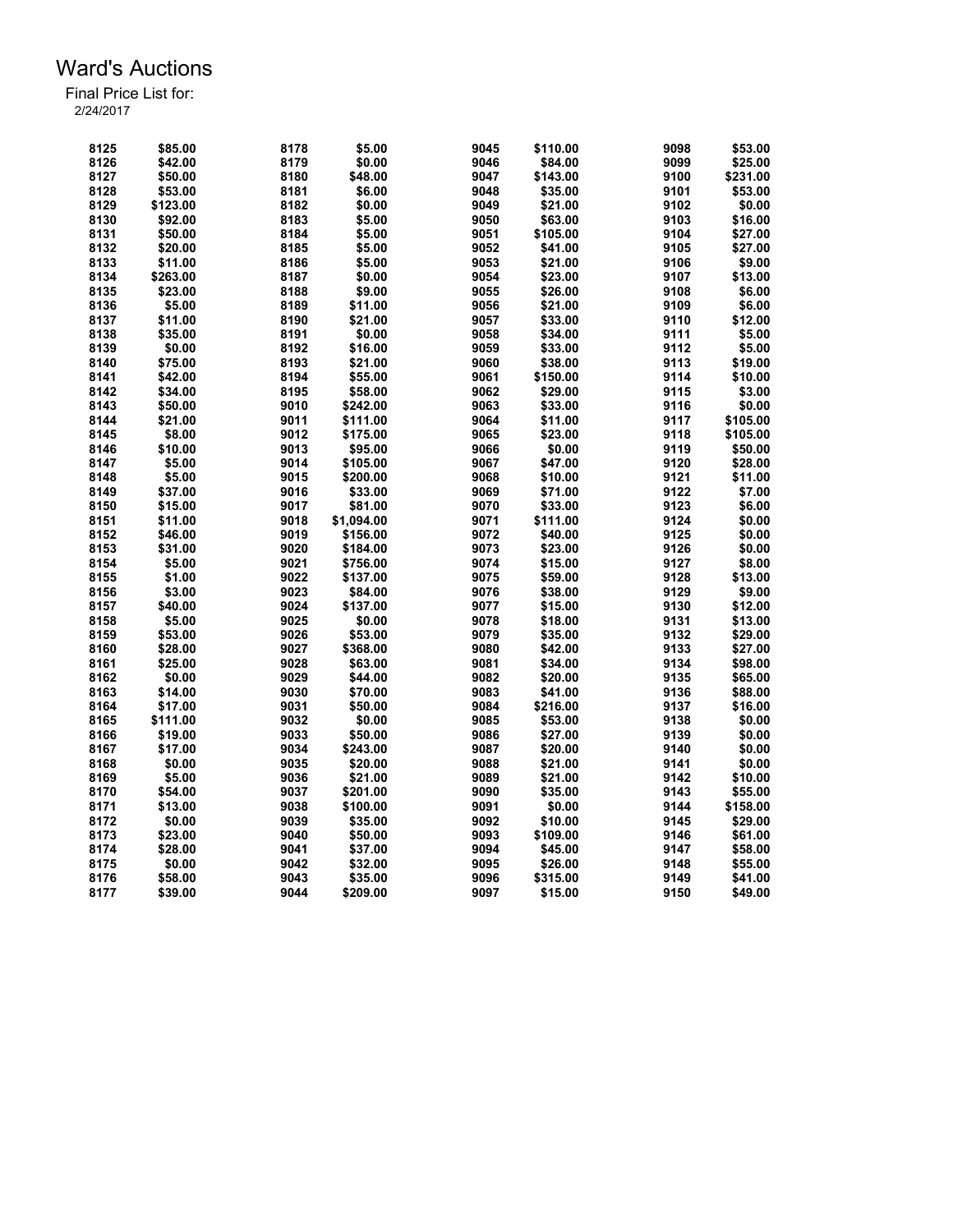# Ward's Auctions

Final Price List for:
2/24/2017

| Lot | Price | Lot | Price | Lot | Price | Lot | Price |
|---|---|---|---|---|---|---|---|
| 8125 | $85.00 | 8178 | $5.00 | 9045 | $110.00 | 9098 | $53.00 |
| 8126 | $42.00 | 8179 | $0.00 | 9046 | $84.00 | 9099 | $25.00 |
| 8127 | $50.00 | 8180 | $48.00 | 9047 | $143.00 | 9100 | $231.00 |
| 8128 | $53.00 | 8181 | $6.00 | 9048 | $35.00 | 9101 | $53.00 |
| 8129 | $123.00 | 8182 | $0.00 | 9049 | $21.00 | 9102 | $0.00 |
| 8130 | $92.00 | 8183 | $5.00 | 9050 | $63.00 | 9103 | $16.00 |
| 8131 | $50.00 | 8184 | $5.00 | 9051 | $105.00 | 9104 | $27.00 |
| 8132 | $20.00 | 8185 | $5.00 | 9052 | $41.00 | 9105 | $27.00 |
| 8133 | $11.00 | 8186 | $5.00 | 9053 | $21.00 | 9106 | $9.00 |
| 8134 | $263.00 | 8187 | $0.00 | 9054 | $23.00 | 9107 | $13.00 |
| 8135 | $23.00 | 8188 | $9.00 | 9055 | $26.00 | 9108 | $6.00 |
| 8136 | $5.00 | 8189 | $11.00 | 9056 | $21.00 | 9109 | $6.00 |
| 8137 | $11.00 | 8190 | $21.00 | 9057 | $33.00 | 9110 | $12.00 |
| 8138 | $35.00 | 8191 | $0.00 | 9058 | $34.00 | 9111 | $5.00 |
| 8139 | $0.00 | 8192 | $16.00 | 9059 | $33.00 | 9112 | $5.00 |
| 8140 | $75.00 | 8193 | $21.00 | 9060 | $38.00 | 9113 | $19.00 |
| 8141 | $42.00 | 8194 | $55.00 | 9061 | $150.00 | 9114 | $10.00 |
| 8142 | $34.00 | 8195 | $58.00 | 9062 | $29.00 | 9115 | $3.00 |
| 8143 | $50.00 | 9010 | $242.00 | 9063 | $33.00 | 9116 | $0.00 |
| 8144 | $21.00 | 9011 | $111.00 | 9064 | $11.00 | 9117 | $105.00 |
| 8145 | $8.00 | 9012 | $175.00 | 9065 | $23.00 | 9118 | $105.00 |
| 8146 | $10.00 | 9013 | $95.00 | 9066 | $0.00 | 9119 | $50.00 |
| 8147 | $5.00 | 9014 | $105.00 | 9067 | $47.00 | 9120 | $28.00 |
| 8148 | $5.00 | 9015 | $200.00 | 9068 | $10.00 | 9121 | $11.00 |
| 8149 | $37.00 | 9016 | $33.00 | 9069 | $71.00 | 9122 | $7.00 |
| 8150 | $15.00 | 9017 | $81.00 | 9070 | $33.00 | 9123 | $6.00 |
| 8151 | $11.00 | 9018 | $1,094.00 | 9071 | $111.00 | 9124 | $0.00 |
| 8152 | $46.00 | 9019 | $156.00 | 9072 | $40.00 | 9125 | $0.00 |
| 8153 | $31.00 | 9020 | $184.00 | 9073 | $23.00 | 9126 | $0.00 |
| 8154 | $5.00 | 9021 | $756.00 | 9074 | $15.00 | 9127 | $8.00 |
| 8155 | $1.00 | 9022 | $137.00 | 9075 | $59.00 | 9128 | $13.00 |
| 8156 | $3.00 | 9023 | $84.00 | 9076 | $38.00 | 9129 | $9.00 |
| 8157 | $40.00 | 9024 | $137.00 | 9077 | $15.00 | 9130 | $12.00 |
| 8158 | $5.00 | 9025 | $0.00 | 9078 | $18.00 | 9131 | $13.00 |
| 8159 | $53.00 | 9026 | $53.00 | 9079 | $35.00 | 9132 | $29.00 |
| 8160 | $28.00 | 9027 | $368.00 | 9080 | $42.00 | 9133 | $27.00 |
| 8161 | $25.00 | 9028 | $63.00 | 9081 | $34.00 | 9134 | $98.00 |
| 8162 | $0.00 | 9029 | $44.00 | 9082 | $20.00 | 9135 | $65.00 |
| 8163 | $14.00 | 9030 | $70.00 | 9083 | $41.00 | 9136 | $88.00 |
| 8164 | $17.00 | 9031 | $50.00 | 9084 | $216.00 | 9137 | $16.00 |
| 8165 | $111.00 | 9032 | $0.00 | 9085 | $53.00 | 9138 | $0.00 |
| 8166 | $19.00 | 9033 | $50.00 | 9086 | $27.00 | 9139 | $0.00 |
| 8167 | $17.00 | 9034 | $243.00 | 9087 | $20.00 | 9140 | $0.00 |
| 8168 | $0.00 | 9035 | $20.00 | 9088 | $21.00 | 9141 | $0.00 |
| 8169 | $5.00 | 9036 | $21.00 | 9089 | $21.00 | 9142 | $10.00 |
| 8170 | $54.00 | 9037 | $201.00 | 9090 | $35.00 | 9143 | $55.00 |
| 8171 | $13.00 | 9038 | $100.00 | 9091 | $0.00 | 9144 | $158.00 |
| 8172 | $0.00 | 9039 | $35.00 | 9092 | $10.00 | 9145 | $29.00 |
| 8173 | $23.00 | 9040 | $50.00 | 9093 | $109.00 | 9146 | $61.00 |
| 8174 | $28.00 | 9041 | $37.00 | 9094 | $45.00 | 9147 | $58.00 |
| 8175 | $0.00 | 9042 | $32.00 | 9095 | $26.00 | 9148 | $55.00 |
| 8176 | $58.00 | 9043 | $35.00 | 9096 | $315.00 | 9149 | $41.00 |
| 8177 | $39.00 | 9044 | $209.00 | 9097 | $15.00 | 9150 | $49.00 |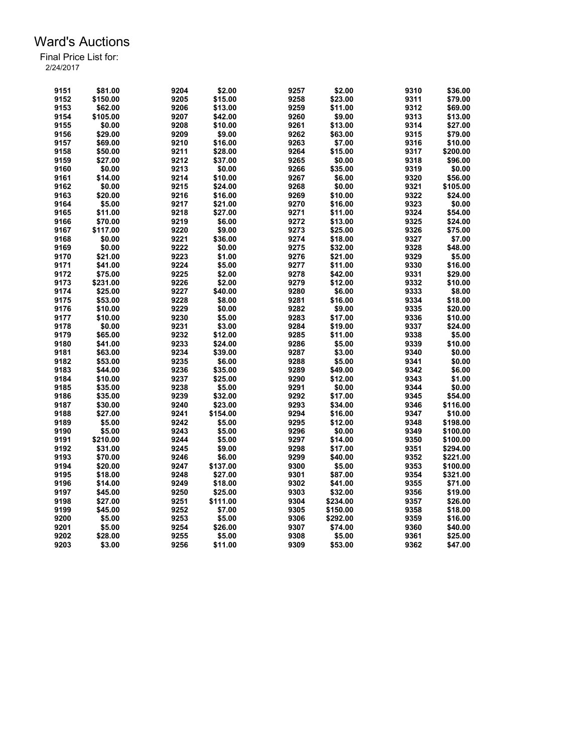# Ward's Auctions

Final Price List for:
2/24/2017

| Lot | Price | Lot | Price | Lot | Price | Lot | Price |
|---|---|---|---|---|---|---|---|
| 9151 | $81.00 | 9204 | $2.00 | 9257 | $2.00 | 9310 | $36.00 |
| 9152 | $150.00 | 9205 | $15.00 | 9258 | $23.00 | 9311 | $79.00 |
| 9153 | $62.00 | 9206 | $13.00 | 9259 | $11.00 | 9312 | $69.00 |
| 9154 | $105.00 | 9207 | $42.00 | 9260 | $9.00 | 9313 | $13.00 |
| 9155 | $0.00 | 9208 | $10.00 | 9261 | $13.00 | 9314 | $27.00 |
| 9156 | $29.00 | 9209 | $9.00 | 9262 | $63.00 | 9315 | $79.00 |
| 9157 | $69.00 | 9210 | $16.00 | 9263 | $7.00 | 9316 | $10.00 |
| 9158 | $50.00 | 9211 | $28.00 | 9264 | $15.00 | 9317 | $200.00 |
| 9159 | $27.00 | 9212 | $37.00 | 9265 | $0.00 | 9318 | $96.00 |
| 9160 | $0.00 | 9213 | $0.00 | 9266 | $35.00 | 9319 | $0.00 |
| 9161 | $14.00 | 9214 | $10.00 | 9267 | $6.00 | 9320 | $56.00 |
| 9162 | $0.00 | 9215 | $24.00 | 9268 | $0.00 | 9321 | $105.00 |
| 9163 | $20.00 | 9216 | $16.00 | 9269 | $10.00 | 9322 | $24.00 |
| 9164 | $5.00 | 9217 | $21.00 | 9270 | $16.00 | 9323 | $0.00 |
| 9165 | $11.00 | 9218 | $27.00 | 9271 | $11.00 | 9324 | $54.00 |
| 9166 | $70.00 | 9219 | $6.00 | 9272 | $13.00 | 9325 | $24.00 |
| 9167 | $117.00 | 9220 | $9.00 | 9273 | $25.00 | 9326 | $75.00 |
| 9168 | $0.00 | 9221 | $36.00 | 9274 | $18.00 | 9327 | $7.00 |
| 9169 | $0.00 | 9222 | $0.00 | 9275 | $32.00 | 9328 | $48.00 |
| 9170 | $21.00 | 9223 | $1.00 | 9276 | $21.00 | 9329 | $5.00 |
| 9171 | $41.00 | 9224 | $5.00 | 9277 | $11.00 | 9330 | $16.00 |
| 9172 | $75.00 | 9225 | $2.00 | 9278 | $42.00 | 9331 | $29.00 |
| 9173 | $231.00 | 9226 | $2.00 | 9279 | $12.00 | 9332 | $10.00 |
| 9174 | $25.00 | 9227 | $40.00 | 9280 | $6.00 | 9333 | $8.00 |
| 9175 | $53.00 | 9228 | $8.00 | 9281 | $16.00 | 9334 | $18.00 |
| 9176 | $10.00 | 9229 | $0.00 | 9282 | $9.00 | 9335 | $20.00 |
| 9177 | $10.00 | 9230 | $5.00 | 9283 | $17.00 | 9336 | $10.00 |
| 9178 | $0.00 | 9231 | $3.00 | 9284 | $19.00 | 9337 | $24.00 |
| 9179 | $65.00 | 9232 | $12.00 | 9285 | $11.00 | 9338 | $5.00 |
| 9180 | $41.00 | 9233 | $24.00 | 9286 | $5.00 | 9339 | $10.00 |
| 9181 | $63.00 | 9234 | $39.00 | 9287 | $3.00 | 9340 | $0.00 |
| 9182 | $53.00 | 9235 | $6.00 | 9288 | $5.00 | 9341 | $0.00 |
| 9183 | $44.00 | 9236 | $35.00 | 9289 | $49.00 | 9342 | $6.00 |
| 9184 | $10.00 | 9237 | $25.00 | 9290 | $12.00 | 9343 | $1.00 |
| 9185 | $35.00 | 9238 | $5.00 | 9291 | $0.00 | 9344 | $0.00 |
| 9186 | $35.00 | 9239 | $32.00 | 9292 | $17.00 | 9345 | $54.00 |
| 9187 | $30.00 | 9240 | $23.00 | 9293 | $34.00 | 9346 | $116.00 |
| 9188 | $27.00 | 9241 | $154.00 | 9294 | $16.00 | 9347 | $10.00 |
| 9189 | $5.00 | 9242 | $5.00 | 9295 | $12.00 | 9348 | $198.00 |
| 9190 | $5.00 | 9243 | $5.00 | 9296 | $0.00 | 9349 | $100.00 |
| 9191 | $210.00 | 9244 | $5.00 | 9297 | $14.00 | 9350 | $100.00 |
| 9192 | $31.00 | 9245 | $9.00 | 9298 | $17.00 | 9351 | $294.00 |
| 9193 | $70.00 | 9246 | $6.00 | 9299 | $40.00 | 9352 | $221.00 |
| 9194 | $20.00 | 9247 | $137.00 | 9300 | $5.00 | 9353 | $100.00 |
| 9195 | $18.00 | 9248 | $27.00 | 9301 | $87.00 | 9354 | $321.00 |
| 9196 | $14.00 | 9249 | $18.00 | 9302 | $41.00 | 9355 | $71.00 |
| 9197 | $45.00 | 9250 | $25.00 | 9303 | $32.00 | 9356 | $19.00 |
| 9198 | $27.00 | 9251 | $111.00 | 9304 | $234.00 | 9357 | $26.00 |
| 9199 | $45.00 | 9252 | $7.00 | 9305 | $150.00 | 9358 | $18.00 |
| 9200 | $5.00 | 9253 | $5.00 | 9306 | $292.00 | 9359 | $16.00 |
| 9201 | $5.00 | 9254 | $26.00 | 9307 | $74.00 | 9360 | $40.00 |
| 9202 | $28.00 | 9255 | $5.00 | 9308 | $5.00 | 9361 | $25.00 |
| 9203 | $3.00 | 9256 | $11.00 | 9309 | $53.00 | 9362 | $47.00 |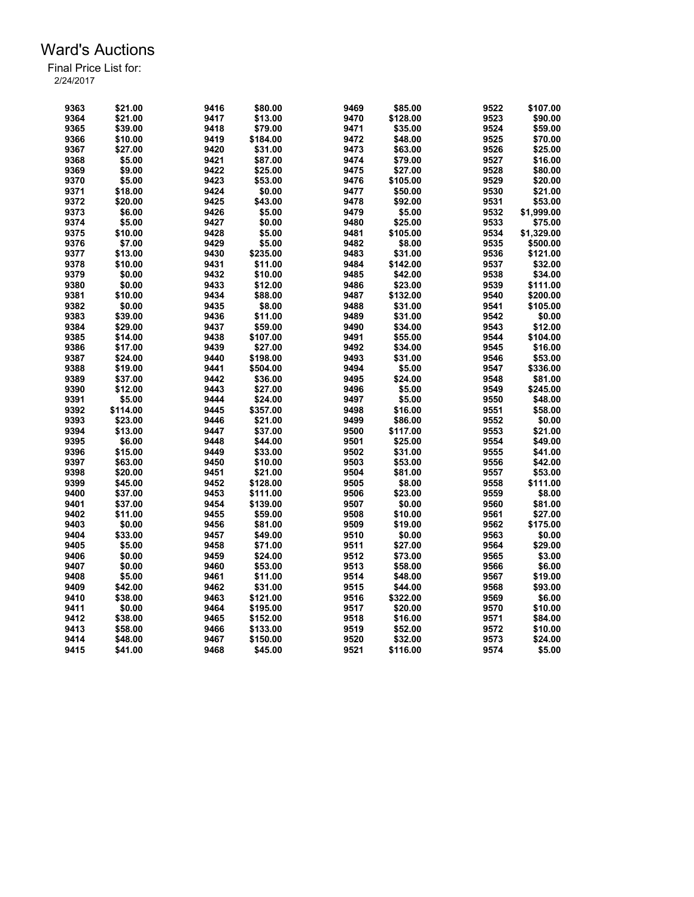# Ward's Auctions

Final Price List for:
2/24/2017

| Lot | Price | Lot | Price | Lot | Price | Lot | Price |
|---|---|---|---|---|---|---|---|
| 9363 | $21.00 | 9416 | $80.00 | 9469 | $85.00 | 9522 | $107.00 |
| 9364 | $21.00 | 9417 | $13.00 | 9470 | $128.00 | 9523 | $90.00 |
| 9365 | $39.00 | 9418 | $79.00 | 9471 | $35.00 | 9524 | $59.00 |
| 9366 | $10.00 | 9419 | $184.00 | 9472 | $48.00 | 9525 | $70.00 |
| 9367 | $27.00 | 9420 | $31.00 | 9473 | $63.00 | 9526 | $25.00 |
| 9368 | $5.00 | 9421 | $87.00 | 9474 | $79.00 | 9527 | $16.00 |
| 9369 | $9.00 | 9422 | $25.00 | 9475 | $27.00 | 9528 | $80.00 |
| 9370 | $5.00 | 9423 | $53.00 | 9476 | $105.00 | 9529 | $20.00 |
| 9371 | $18.00 | 9424 | $0.00 | 9477 | $50.00 | 9530 | $21.00 |
| 9372 | $20.00 | 9425 | $43.00 | 9478 | $92.00 | 9531 | $53.00 |
| 9373 | $6.00 | 9426 | $5.00 | 9479 | $5.00 | 9532 | $1,999.00 |
| 9374 | $5.00 | 9427 | $0.00 | 9480 | $25.00 | 9533 | $75.00 |
| 9375 | $10.00 | 9428 | $5.00 | 9481 | $105.00 | 9534 | $1,329.00 |
| 9376 | $7.00 | 9429 | $5.00 | 9482 | $8.00 | 9535 | $500.00 |
| 9377 | $13.00 | 9430 | $235.00 | 9483 | $31.00 | 9536 | $121.00 |
| 9378 | $10.00 | 9431 | $11.00 | 9484 | $142.00 | 9537 | $32.00 |
| 9379 | $0.00 | 9432 | $10.00 | 9485 | $42.00 | 9538 | $34.00 |
| 9380 | $0.00 | 9433 | $12.00 | 9486 | $23.00 | 9539 | $111.00 |
| 9381 | $10.00 | 9434 | $88.00 | 9487 | $132.00 | 9540 | $200.00 |
| 9382 | $0.00 | 9435 | $8.00 | 9488 | $31.00 | 9541 | $105.00 |
| 9383 | $39.00 | 9436 | $11.00 | 9489 | $31.00 | 9542 | $0.00 |
| 9384 | $29.00 | 9437 | $59.00 | 9490 | $34.00 | 9543 | $12.00 |
| 9385 | $14.00 | 9438 | $107.00 | 9491 | $55.00 | 9544 | $104.00 |
| 9386 | $17.00 | 9439 | $27.00 | 9492 | $34.00 | 9545 | $16.00 |
| 9387 | $24.00 | 9440 | $198.00 | 9493 | $31.00 | 9546 | $53.00 |
| 9388 | $19.00 | 9441 | $504.00 | 9494 | $5.00 | 9547 | $336.00 |
| 9389 | $37.00 | 9442 | $36.00 | 9495 | $24.00 | 9548 | $81.00 |
| 9390 | $12.00 | 9443 | $27.00 | 9496 | $5.00 | 9549 | $245.00 |
| 9391 | $5.00 | 9444 | $24.00 | 9497 | $5.00 | 9550 | $48.00 |
| 9392 | $114.00 | 9445 | $357.00 | 9498 | $16.00 | 9551 | $58.00 |
| 9393 | $23.00 | 9446 | $21.00 | 9499 | $86.00 | 9552 | $0.00 |
| 9394 | $13.00 | 9447 | $37.00 | 9500 | $117.00 | 9553 | $21.00 |
| 9395 | $6.00 | 9448 | $44.00 | 9501 | $25.00 | 9554 | $49.00 |
| 9396 | $15.00 | 9449 | $33.00 | 9502 | $31.00 | 9555 | $41.00 |
| 9397 | $63.00 | 9450 | $10.00 | 9503 | $53.00 | 9556 | $42.00 |
| 9398 | $20.00 | 9451 | $21.00 | 9504 | $81.00 | 9557 | $53.00 |
| 9399 | $45.00 | 9452 | $128.00 | 9505 | $8.00 | 9558 | $111.00 |
| 9400 | $37.00 | 9453 | $111.00 | 9506 | $23.00 | 9559 | $8.00 |
| 9401 | $37.00 | 9454 | $139.00 | 9507 | $0.00 | 9560 | $81.00 |
| 9402 | $11.00 | 9455 | $59.00 | 9508 | $10.00 | 9561 | $27.00 |
| 9403 | $0.00 | 9456 | $81.00 | 9509 | $19.00 | 9562 | $175.00 |
| 9404 | $33.00 | 9457 | $49.00 | 9510 | $0.00 | 9563 | $0.00 |
| 9405 | $5.00 | 9458 | $71.00 | 9511 | $27.00 | 9564 | $29.00 |
| 9406 | $0.00 | 9459 | $24.00 | 9512 | $73.00 | 9565 | $3.00 |
| 9407 | $0.00 | 9460 | $53.00 | 9513 | $58.00 | 9566 | $6.00 |
| 9408 | $5.00 | 9461 | $11.00 | 9514 | $48.00 | 9567 | $19.00 |
| 9409 | $42.00 | 9462 | $31.00 | 9515 | $44.00 | 9568 | $93.00 |
| 9410 | $38.00 | 9463 | $121.00 | 9516 | $322.00 | 9569 | $6.00 |
| 9411 | $0.00 | 9464 | $195.00 | 9517 | $20.00 | 9570 | $10.00 |
| 9412 | $38.00 | 9465 | $152.00 | 9518 | $16.00 | 9571 | $84.00 |
| 9413 | $58.00 | 9466 | $133.00 | 9519 | $52.00 | 9572 | $10.00 |
| 9414 | $48.00 | 9467 | $150.00 | 9520 | $32.00 | 9573 | $24.00 |
| 9415 | $41.00 | 9468 | $45.00 | 9521 | $116.00 | 9574 | $5.00 |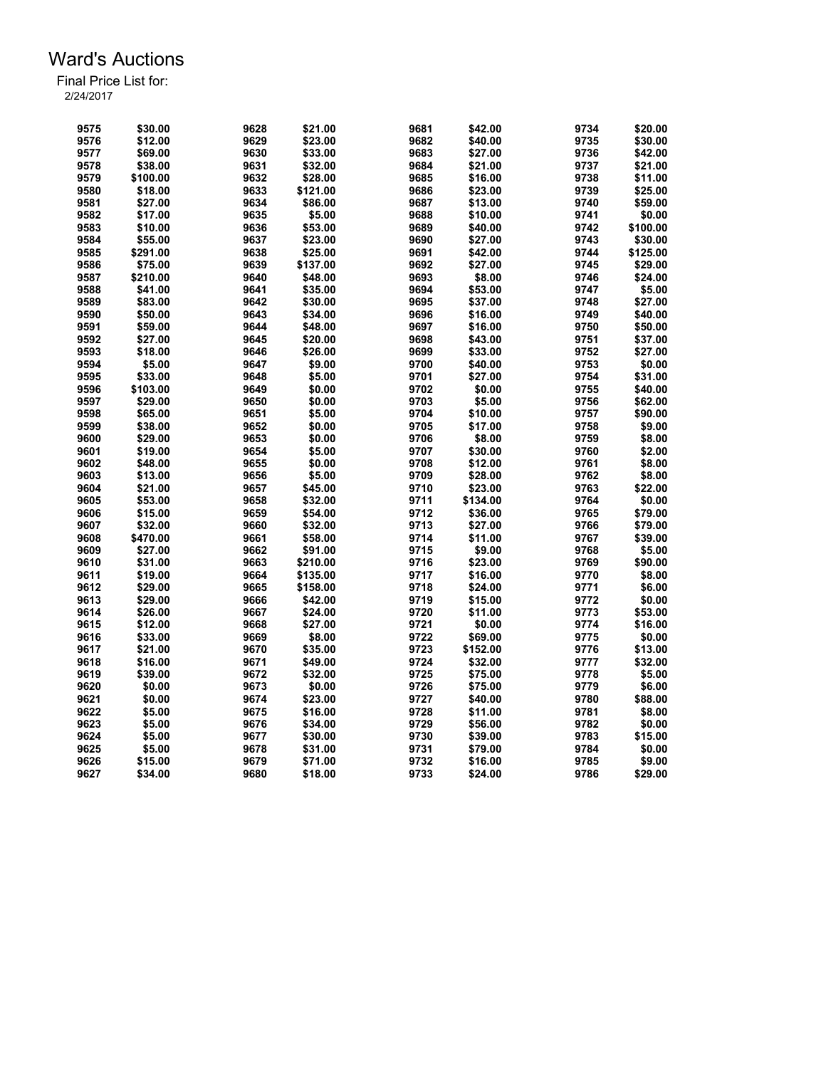# Ward's Auctions

Final Price List for:
2/24/2017

| Lot | Price | Lot | Price | Lot | Price | Lot | Price |
|---|---|---|---|---|---|---|---|
| 9575 | $30.00 | 9628 | $21.00 | 9681 | $42.00 | 9734 | $20.00 |
| 9576 | $12.00 | 9629 | $23.00 | 9682 | $40.00 | 9735 | $30.00 |
| 9577 | $69.00 | 9630 | $33.00 | 9683 | $27.00 | 9736 | $42.00 |
| 9578 | $38.00 | 9631 | $32.00 | 9684 | $21.00 | 9737 | $21.00 |
| 9579 | $100.00 | 9632 | $28.00 | 9685 | $16.00 | 9738 | $11.00 |
| 9580 | $18.00 | 9633 | $121.00 | 9686 | $23.00 | 9739 | $25.00 |
| 9581 | $27.00 | 9634 | $86.00 | 9687 | $13.00 | 9740 | $59.00 |
| 9582 | $17.00 | 9635 | $5.00 | 9688 | $10.00 | 9741 | $0.00 |
| 9583 | $10.00 | 9636 | $53.00 | 9689 | $40.00 | 9742 | $100.00 |
| 9584 | $55.00 | 9637 | $23.00 | 9690 | $27.00 | 9743 | $30.00 |
| 9585 | $291.00 | 9638 | $25.00 | 9691 | $42.00 | 9744 | $125.00 |
| 9586 | $75.00 | 9639 | $137.00 | 9692 | $27.00 | 9745 | $29.00 |
| 9587 | $210.00 | 9640 | $48.00 | 9693 | $8.00 | 9746 | $24.00 |
| 9588 | $41.00 | 9641 | $35.00 | 9694 | $53.00 | 9747 | $5.00 |
| 9589 | $83.00 | 9642 | $30.00 | 9695 | $37.00 | 9748 | $27.00 |
| 9590 | $50.00 | 9643 | $34.00 | 9696 | $16.00 | 9749 | $40.00 |
| 9591 | $59.00 | 9644 | $48.00 | 9697 | $16.00 | 9750 | $50.00 |
| 9592 | $27.00 | 9645 | $20.00 | 9698 | $43.00 | 9751 | $37.00 |
| 9593 | $18.00 | 9646 | $26.00 | 9699 | $33.00 | 9752 | $27.00 |
| 9594 | $5.00 | 9647 | $9.00 | 9700 | $40.00 | 9753 | $0.00 |
| 9595 | $33.00 | 9648 | $5.00 | 9701 | $27.00 | 9754 | $31.00 |
| 9596 | $103.00 | 9649 | $0.00 | 9702 | $0.00 | 9755 | $40.00 |
| 9597 | $29.00 | 9650 | $0.00 | 9703 | $5.00 | 9756 | $62.00 |
| 9598 | $65.00 | 9651 | $5.00 | 9704 | $10.00 | 9757 | $90.00 |
| 9599 | $38.00 | 9652 | $0.00 | 9705 | $17.00 | 9758 | $9.00 |
| 9600 | $29.00 | 9653 | $0.00 | 9706 | $8.00 | 9759 | $8.00 |
| 9601 | $19.00 | 9654 | $5.00 | 9707 | $30.00 | 9760 | $2.00 |
| 9602 | $48.00 | 9655 | $0.00 | 9708 | $12.00 | 9761 | $8.00 |
| 9603 | $13.00 | 9656 | $5.00 | 9709 | $28.00 | 9762 | $8.00 |
| 9604 | $21.00 | 9657 | $45.00 | 9710 | $23.00 | 9763 | $22.00 |
| 9605 | $53.00 | 9658 | $32.00 | 9711 | $134.00 | 9764 | $0.00 |
| 9606 | $15.00 | 9659 | $54.00 | 9712 | $36.00 | 9765 | $79.00 |
| 9607 | $32.00 | 9660 | $32.00 | 9713 | $27.00 | 9766 | $79.00 |
| 9608 | $470.00 | 9661 | $58.00 | 9714 | $11.00 | 9767 | $39.00 |
| 9609 | $27.00 | 9662 | $91.00 | 9715 | $9.00 | 9768 | $5.00 |
| 9610 | $31.00 | 9663 | $210.00 | 9716 | $23.00 | 9769 | $90.00 |
| 9611 | $19.00 | 9664 | $135.00 | 9717 | $16.00 | 9770 | $8.00 |
| 9612 | $29.00 | 9665 | $158.00 | 9718 | $24.00 | 9771 | $6.00 |
| 9613 | $29.00 | 9666 | $42.00 | 9719 | $15.00 | 9772 | $0.00 |
| 9614 | $26.00 | 9667 | $24.00 | 9720 | $11.00 | 9773 | $53.00 |
| 9615 | $12.00 | 9668 | $27.00 | 9721 | $0.00 | 9774 | $16.00 |
| 9616 | $33.00 | 9669 | $8.00 | 9722 | $69.00 | 9775 | $0.00 |
| 9617 | $21.00 | 9670 | $35.00 | 9723 | $152.00 | 9776 | $13.00 |
| 9618 | $16.00 | 9671 | $49.00 | 9724 | $32.00 | 9777 | $32.00 |
| 9619 | $39.00 | 9672 | $32.00 | 9725 | $75.00 | 9778 | $5.00 |
| 9620 | $0.00 | 9673 | $0.00 | 9726 | $75.00 | 9779 | $6.00 |
| 9621 | $0.00 | 9674 | $23.00 | 9727 | $40.00 | 9780 | $88.00 |
| 9622 | $5.00 | 9675 | $16.00 | 9728 | $11.00 | 9781 | $8.00 |
| 9623 | $5.00 | 9676 | $34.00 | 9729 | $56.00 | 9782 | $0.00 |
| 9624 | $5.00 | 9677 | $30.00 | 9730 | $39.00 | 9783 | $15.00 |
| 9625 | $5.00 | 9678 | $31.00 | 9731 | $79.00 | 9784 | $0.00 |
| 9626 | $15.00 | 9679 | $71.00 | 9732 | $16.00 | 9785 | $9.00 |
| 9627 | $34.00 | 9680 | $18.00 | 9733 | $24.00 | 9786 | $29.00 |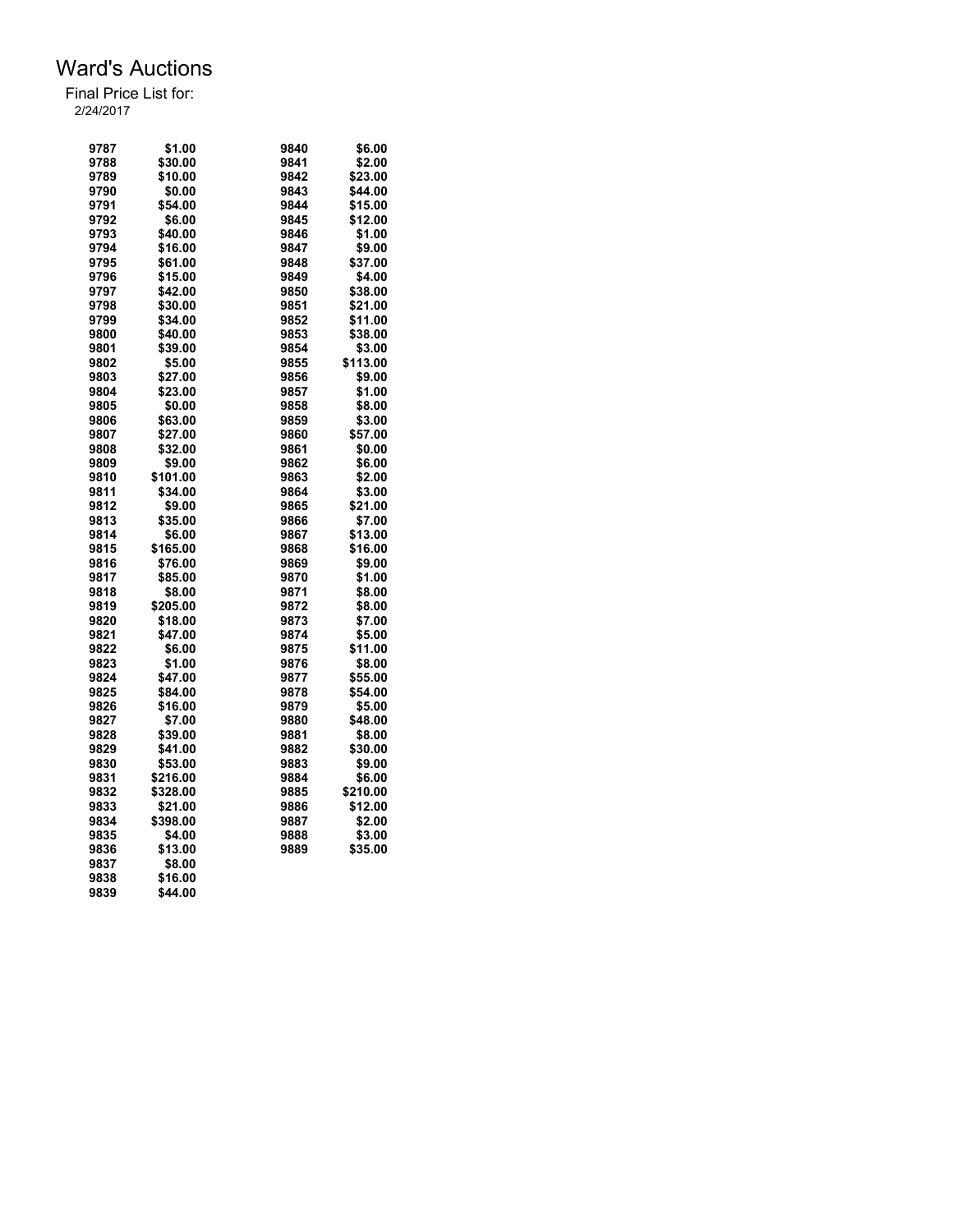# Ward's Auctions

Final Price List for:

2/24/2017

| | |
|---|---|
| 9787 | $1.00 |
| 9788 | $30.00 |
| 9789 | $10.00 |
| 9790 | $0.00 |
| 9791 | $54.00 |
| 9792 | $6.00 |
| 9793 | $40.00 |
| 9794 | $16.00 |
| 9795 | $61.00 |
| 9796 | $15.00 |
| 9797 | $42.00 |
| 9798 | $30.00 |
| 9799 | $34.00 |
| 9800 | $40.00 |
| 9801 | $39.00 |
| 9802 | $5.00 |
| 9803 | $27.00 |
| 9804 | $23.00 |
| 9805 | $0.00 |
| 9806 | $63.00 |
| 9807 | $27.00 |
| 9808 | $32.00 |
| 9809 | $9.00 |
| 9810 | $101.00 |
| 9811 | $34.00 |
| 9812 | $9.00 |
| 9813 | $35.00 |
| 9814 | $6.00 |
| 9815 | $165.00 |
| 9816 | $76.00 |
| 9817 | $85.00 |
| 9818 | $8.00 |
| 9819 | $205.00 |
| 9820 | $18.00 |
| 9821 | $47.00 |
| 9822 | $6.00 |
| 9823 | $1.00 |
| 9824 | $47.00 |
| 9825 | $84.00 |
| 9826 | $16.00 |
| 9827 | $7.00 |
| 9828 | $39.00 |
| 9829 | $41.00 |
| 9830 | $53.00 |
| 9831 | $216.00 |
| 9832 | $328.00 |
| 9833 | $21.00 |
| 9834 | $398.00 |
| 9835 | $4.00 |
| 9836 | $13.00 |
| 9837 | $8.00 |
| 9838 | $16.00 |
| 9839 | $44.00 |
| 9840 | $6.00 |
| 9841 | $2.00 |
| 9842 | $23.00 |
| 9843 | $44.00 |
| 9844 | $15.00 |
| 9845 | $12.00 |
| 9846 | $1.00 |
| 9847 | $9.00 |
| 9848 | $37.00 |
| 9849 | $4.00 |
| 9850 | $38.00 |
| 9851 | $21.00 |
| 9852 | $11.00 |
| 9853 | $38.00 |
| 9854 | $3.00 |
| 9855 | $113.00 |
| 9856 | $9.00 |
| 9857 | $1.00 |
| 9858 | $8.00 |
| 9859 | $3.00 |
| 9860 | $57.00 |
| 9861 | $0.00 |
| 9862 | $6.00 |
| 9863 | $2.00 |
| 9864 | $3.00 |
| 9865 | $21.00 |
| 9866 | $7.00 |
| 9867 | $13.00 |
| 9868 | $16.00 |
| 9869 | $9.00 |
| 9870 | $1.00 |
| 9871 | $8.00 |
| 9872 | $8.00 |
| 9873 | $7.00 |
| 9874 | $5.00 |
| 9875 | $11.00 |
| 9876 | $8.00 |
| 9877 | $55.00 |
| 9878 | $54.00 |
| 9879 | $5.00 |
| 9880 | $48.00 |
| 9881 | $8.00 |
| 9882 | $30.00 |
| 9883 | $9.00 |
| 9884 | $6.00 |
| 9885 | $210.00 |
| 9886 | $12.00 |
| 9887 | $2.00 |
| 9888 | $3.00 |
| 9889 | $35.00 |